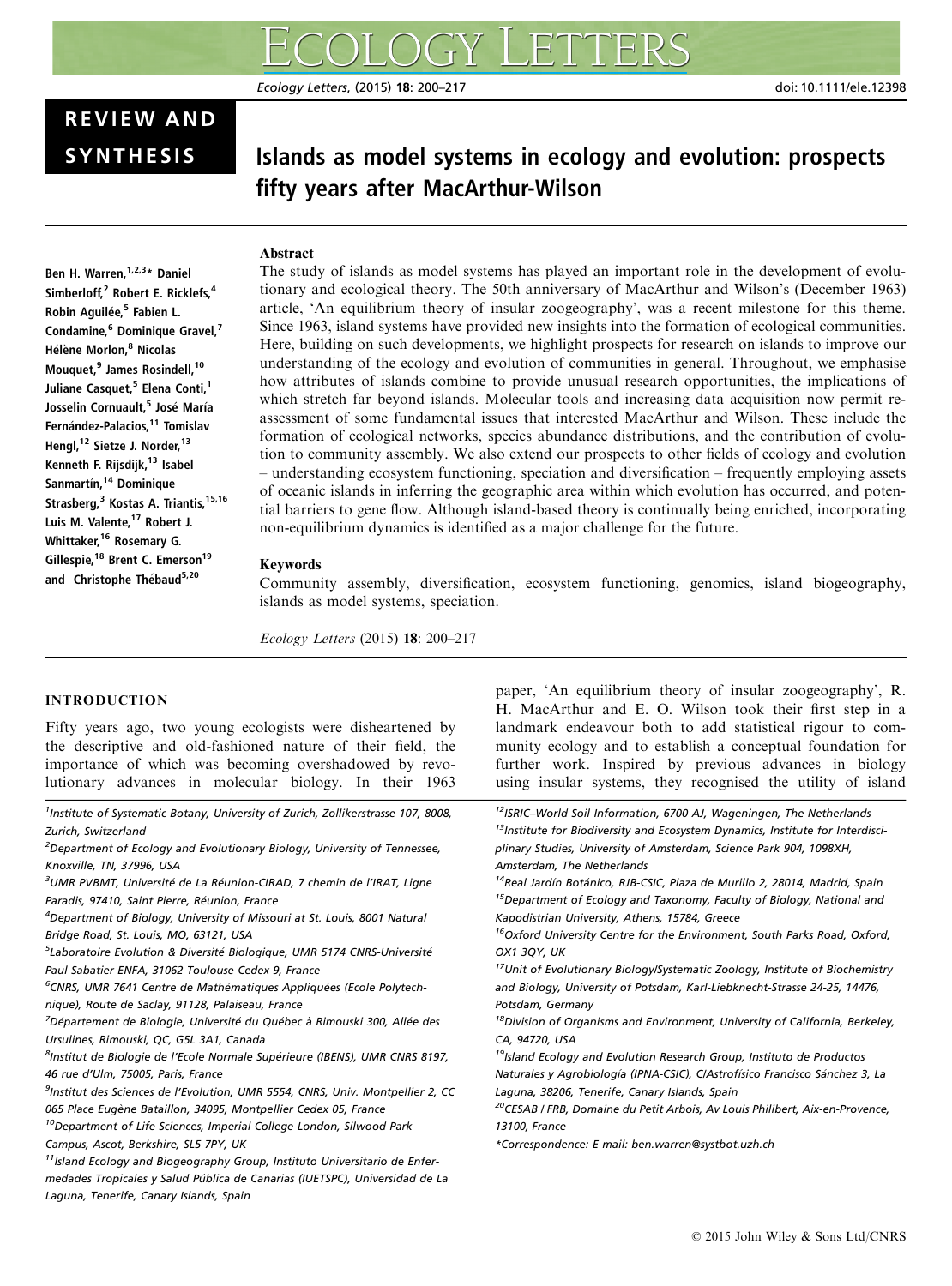REVIEW AND SYNTHESIS

# Islands as model systems in ecology and evolution: prospects fifty years after MacArthur-Wilson

Ben H. Warren,[1,2,3]* Daniel Simberloff,[2] Robert E. Ricklefs,[4] Robin Aguilée,[5] Fabien L. Condamine,[6] Dominique Gravel,[7] Hélène Morlon,[8] Nicolas Mouquet,[9] James Rosindell,[10] Juliane Casquet,[5] Elena Conti,[1] Josselin Cornuault,[5] José María Fernández-Palacios,[11] Tomislav Hengl,[12] Sietze J. Norder,[13] Kenneth F. Rijsdijk,[13] Isabel Sanmartín,[14] Dominique Strasberg,[3] Kostas A. Triantis,[15,16] Luis M. Valente,[17] Robert J. Whittaker,[16] Rosemary G. Gillespie,[18] Brent C. Emerson[19] and Christophe Thébaud[5,20]

## Abstract

The study of islands as model systems has played an important role in the development of evolutionary and ecological theory. The 50th anniversary of MacArthur and Wilson's (December 1963) article, 'An equilibrium theory of insular zoogeography', was a recent milestone for this theme. Since 1963, island systems have provided new insights into the formation of ecological communities. Here, building on such developments, we highlight prospects for research on islands to improve our understanding of the ecology and evolution of communities in general. Throughout, we emphasise how attributes of islands combine to provide unusual research opportunities, the implications of which stretch far beyond islands. Molecular tools and increasing data acquisition now permit re-assessment of some fundamental issues that interested MacArthur and Wilson. These include the formation of ecological networks, species abundance distributions, and the contribution of evolution to community assembly. We also extend our prospects to other fields of ecology and evolution – understanding ecosystem functioning, speciation and diversification – frequently employing assets of oceanic islands in inferring the geographic area within which evolution has occurred, and potential barriers to gene flow. Although island-based theory is continually being enriched, incorporating non-equilibrium dynamics is identified as a major challenge for the future.

## Keywords

Community assembly, diversification, ecosystem functioning, genomics, island biogeography, islands as model systems, speciation.

## INTRODUCTION

Fifty years ago, two young ecologists were disheartened by the descriptive and old-fashioned nature of their field, the importance of which was becoming overshadowed by revolutionary advances in molecular biology. In their 1963 paper, 'An equilibrium theory of insular zoogeography', R. H. MacArthur and E. O. Wilson took their first step in a landmark endeavour both to add statistical rigour to community ecology and to establish a conceptual foundation for further work. Inspired by previous advances in biology using insular systems, they recognised the utility of island

[1] Institute of Systematic Botany, University of Zurich, Zollikerstrasse 107, 8008, Zurich, Switzerland

[2] Department of Ecology and Evolutionary Biology, University of Tennessee, Knoxville, TN, 37996, USA

[3] UMR PVBMT, Université de La Réunion-CIRAD, 7 chemin de l'IRAT, Ligne Paradis, 97410, Saint Pierre, Réunion, France

[4] Department of Biology, University of Missouri at St. Louis, 8001 Natural Bridge Road, St. Louis, MO, 63121, USA

[5] Laboratoire Evolution & Diversité Biologique, UMR 5174 CNRS-Université Paul Sabatier-ENFA, 31062 Toulouse Cedex 9, France

[6] CNRS, UMR 7641 Centre de Mathématiques Appliquées (Ecole Polytechnique), Route de Saclay, 91128, Palaiseau, France

[7] Département de Biologie, Université du Québec à Rimouski 300, Allée des Ursulines, Rimouski, QC, G5L 3A1, Canada

[8] Institut de Biologie de l'Ecole Normale Supérieure (IBENS), UMR CNRS 8197, 46 rue d'Ulm, 75005, Paris, France

[9] Institut des Sciences de l'Evolution, UMR 5554, CNRS, Univ. Montpellier 2, CC 065 Place Eugène Bataillon, 34095, Montpellier Cedex 05, France

[10] Department of Life Sciences, Imperial College London, Silwood Park Campus, Ascot, Berkshire, SL5 7PY, UK

[11] Island Ecology and Biogeography Group, Instituto Universitario de Enfermedades Tropicales y Salud Pública de Canarias (IUETSPC), Universidad de La Laguna, Tenerife, Canary Islands, Spain

[12] ISRIC–World Soil Information, 6700 AJ, Wageningen, The Netherlands

[13] Institute for Biodiversity and Ecosystem Dynamics, Institute for Interdisciplinary Studies, University of Amsterdam, Science Park 904, 1098XH, Amsterdam, The Netherlands

[14] Real Jardín Botánico, RJB-CSIC, Plaza de Murillo 2, 28014, Madrid, Spain

[15] Department of Ecology and Taxonomy, Faculty of Biology, National and Kapodistrian University, Athens, 15784, Greece

[16] Oxford University Centre for the Environment, South Parks Road, Oxford, OX1 3QY, UK

[17] Unit of Evolutionary Biology/Systematic Zoology, Institute of Biochemistry and Biology, University of Potsdam, Karl-Liebknecht-Strasse 24-25, 14476, Potsdam, Germany

[18] Division of Organisms and Environment, University of California, Berkeley, CA, 94720, USA

[19] Island Ecology and Evolution Research Group, Instituto de Productos Naturales y Agrobiología (IPNA-CSIC), C/Astrofísico Francisco Sánchez 3, La Laguna, 38206, Tenerife, Canary Islands, Spain

[20] CESAB / FRB, Domaine du Petit Arbois, Av Louis Philibert, Aix-en-Provence, 13100, France

*Correspondence: E-mail: ben.warren@systbot.uzh.ch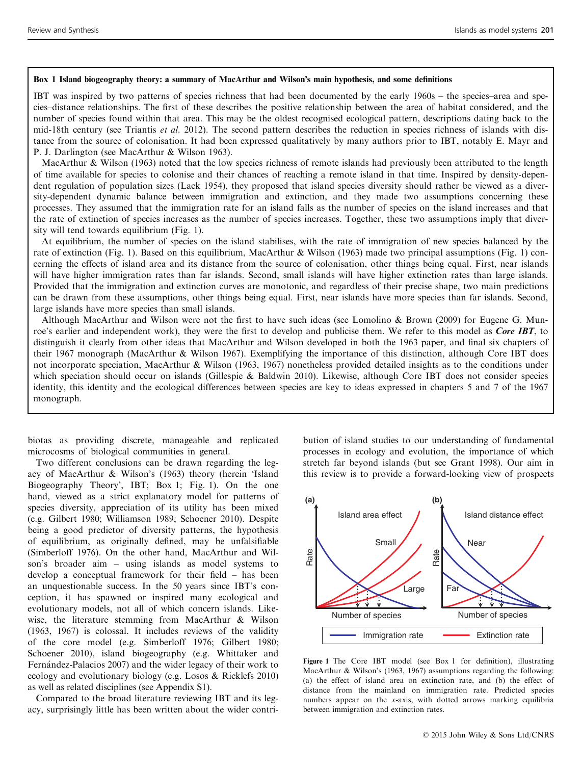**Box 1 Island biogeography theory: a summary of MacArthur and Wilson's main hypothesis, and some definitions**

IBT was inspired by two patterns of species richness that had been documented by the early 1960s – the species–area and species–distance relationships. The first of these describes the positive relationship between the area of habitat considered, and the number of species found within that area. This may be the oldest recognised ecological pattern, descriptions dating back to the mid-18th century (see Triantis *et al.* 2012). The second pattern describes the reduction in species richness of islands with distance from the source of colonisation. It had been expressed qualitatively by many authors prior to IBT, notably E. Mayr and P. J. Darlington (see MacArthur & Wilson 1963).

MacArthur & Wilson (1963) noted that the low species richness of remote islands had previously been attributed to the length of time available for species to colonise and their chances of reaching a remote island in that time. Inspired by density-dependent regulation of population sizes (Lack 1954), they proposed that island species diversity should rather be viewed as a diversity-dependent dynamic balance between immigration and extinction, and they made two assumptions concerning these processes. They assumed that the immigration rate for an island falls as the number of species on the island increases and that the rate of extinction of species increases as the number of species increases. Together, these two assumptions imply that diversity will tend towards equilibrium (Fig. 1).

At equilibrium, the number of species on the island stabilises, with the rate of immigration of new species balanced by the rate of extinction (Fig. 1). Based on this equilibrium, MacArthur & Wilson (1963) made two principal assumptions (Fig. 1) concerning the effects of island area and its distance from the source of colonisation, other things being equal. First, near islands will have higher immigration rates than far islands. Second, small islands will have higher extinction rates than large islands. Provided that the immigration and extinction curves are monotonic, and regardless of their precise shape, two main predictions can be drawn from these assumptions, other things being equal. First, near islands have more species than far islands. Second, large islands have more species than small islands.

Although MacArthur and Wilson were not the first to have such ideas (see Lomolino & Brown (2009) for Eugene G. Munroe's earlier and independent work), they were the first to develop and publicise them. We refer to this model as ***Core IBT***, to distinguish it clearly from other ideas that MacArthur and Wilson developed in both the 1963 paper, and final six chapters of their 1967 monograph (MacArthur & Wilson 1967). Exemplifying the importance of this distinction, although Core IBT does not incorporate speciation, MacArthur & Wilson (1963, 1967) nonetheless provided detailed insights as to the conditions under which speciation should occur on islands (Gillespie & Baldwin 2010). Likewise, although Core IBT does not consider species identity, this identity and the ecological differences between species are key to ideas expressed in chapters 5 and 7 of the 1967 monograph.

biotas as providing discrete, manageable and replicated microcosms of biological communities in general.

Two different conclusions can be drawn regarding the legacy of MacArthur & Wilson's (1963) theory (herein 'Island Biogeography Theory', IBT; Box 1; Fig. 1). On the one hand, viewed as a strict explanatory model for patterns of species diversity, appreciation of its utility has been mixed (e.g. Gilbert 1980; Williamson 1989; Schoener 2010). Despite being a good predictor of diversity patterns, the hypothesis of equilibrium, as originally defined, may be unfalsifiable (Simberloff 1976). On the other hand, MacArthur and Wilson's broader aim – using islands as model systems to develop a conceptual framework for their field – has been an unquestionable success. In the 50 years since IBT's conception, it has spawned or inspired many ecological and evolutionary models, not all of which concern islands. Likewise, the literature stemming from MacArthur & Wilson (1963, 1967) is colossal. It includes reviews of the validity of the core model (e.g. Simberloff 1976; Gilbert 1980; Schoener 2010), island biogeography (e.g. Whittaker and Fernández-Palacios 2007) and the wider legacy of their work to ecology and evolutionary biology (e.g. Losos & Ricklefs 2010) as well as related disciplines (see Appendix S1).

Compared to the broad literature reviewing IBT and its legacy, surprisingly little has been written about the wider contribution of island studies to our understanding of fundamental processes in ecology and evolution, the importance of which stretch far beyond islands (but see Grant 1998). Our aim in this review is to provide a forward-looking view of prospects

**Figure 1** The Core IBT model (see Box 1 for definition), illustrating MacArthur & Wilson's (1963, 1967) assumptions regarding the following: (a) the effect of island area on extinction rate, and (b) the effect of distance from the mainland on immigration rate. Predicted species numbers appear on the *x*-axis, with dotted arrows marking equilibria between immigration and extinction rates.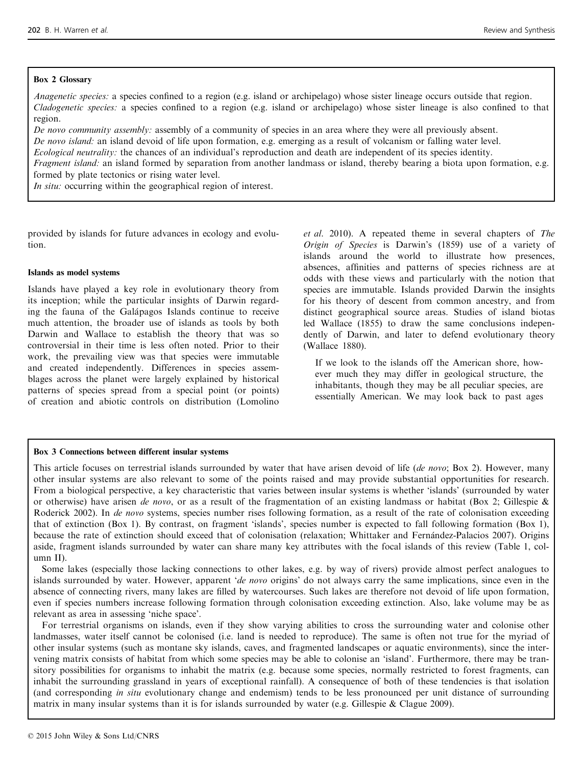**Box 2 Glossary**

*Anagenetic species:* a species confined to a region (e.g. island or archipelago) whose sister lineage occurs outside that region.
*Cladogenetic species:* a species confined to a region (e.g. island or archipelago) whose sister lineage is also confined to that region.
*De novo community assembly:* assembly of a community of species in an area where they were all previously absent.
*De novo island:* an island devoid of life upon formation, e.g. emerging as a result of volcanism or falling water level.
*Ecological neutrality:* the chances of an individual's reproduction and death are independent of its species identity.
*Fragment island:* an island formed by separation from another landmass or island, thereby bearing a biota upon formation, e.g. formed by plate tectonics or rising water level.
*In situ:* occurring within the geographical region of interest.

provided by islands for future advances in ecology and evolution.

### Islands as model systems

Islands have played a key role in evolutionary theory from its inception; while the particular insights of Darwin regarding the fauna of the Galápagos Islands continue to receive much attention, the broader use of islands as tools by both Darwin and Wallace to establish the theory that was so controversial in their time is less often noted. Prior to their work, the prevailing view was that species were immutable and created independently. Differences in species assemblages across the planet were largely explained by historical patterns of species spread from a special point (or points) of creation and abiotic controls on distribution (Lomolino *et al*. 2010). A repeated theme in several chapters of *The Origin of Species* is Darwin's (1859) use of a variety of islands around the world to illustrate how presences, absences, affinities and patterns of species richness are at odds with these views and particularly with the notion that species are immutable. Islands provided Darwin the insights for his theory of descent from common ancestry, and from distinct geographical source areas. Studies of island biotas led Wallace (1855) to draw the same conclusions independently of Darwin, and later to defend evolutionary theory (Wallace 1880).

> If we look to the islands off the American shore, however much they may differ in geological structure, the inhabitants, though they may be all peculiar species, are essentially American. We may look back to past ages

**Box 3 Connections between different insular systems**

This article focuses on terrestrial islands surrounded by water that have arisen devoid of life (*de novo*; Box 2). However, many other insular systems are also relevant to some of the points raised and may provide substantial opportunities for research. From a biological perspective, a key characteristic that varies between insular systems is whether 'islands' (surrounded by water or otherwise) have arisen *de novo*, or as a result of the fragmentation of an existing landmass or habitat (Box 2; Gillespie & Roderick 2002). In *de novo* systems, species number rises following formation, as a result of the rate of colonisation exceeding that of extinction (Box 1). By contrast, on fragment 'islands', species number is expected to fall following formation (Box 1), because the rate of extinction should exceed that of colonisation (relaxation; Whittaker and Fernández-Palacios 2007). Origins aside, fragment islands surrounded by water can share many key attributes with the focal islands of this review (Table 1, column II).

Some lakes (especially those lacking connections to other lakes, e.g. by way of rivers) provide almost perfect analogues to islands surrounded by water. However, apparent '*de novo* origins' do not always carry the same implications, since even in the absence of connecting rivers, many lakes are filled by watercourses. Such lakes are therefore not devoid of life upon formation, even if species numbers increase following formation through colonisation exceeding extinction. Also, lake volume may be as relevant as area in assessing 'niche space'.

For terrestrial organisms on islands, even if they show varying abilities to cross the surrounding water and colonise other landmasses, water itself cannot be colonised (i.e. land is needed to reproduce). The same is often not true for the myriad of other insular systems (such as montane sky islands, caves, and fragmented landscapes or aquatic environments), since the intervening matrix consists of habitat from which some species may be able to colonise an 'island'. Furthermore, there may be transitory possibilities for organisms to inhabit the matrix (e.g. because some species, normally restricted to forest fragments, can inhabit the surrounding grassland in years of exceptional rainfall). A consequence of both of these tendencies is that isolation (and corresponding *in situ* evolutionary change and endemism) tends to be less pronounced per unit distance of surrounding matrix in many insular systems than it is for islands surrounded by water (e.g. Gillespie & Clague 2009).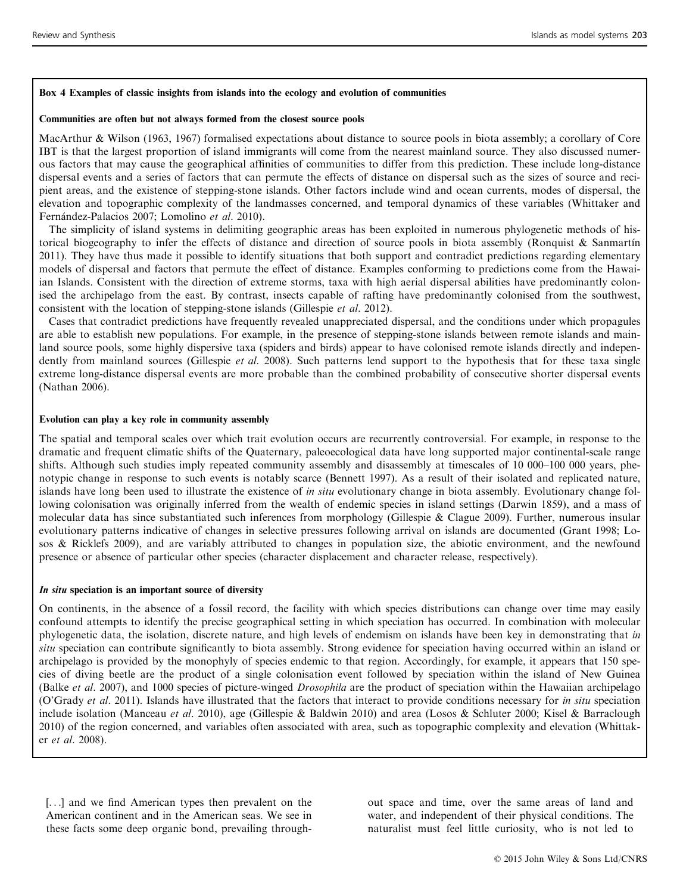### Box 4 Examples of classic insights from islands into the ecology and evolution of communities

**Communities are often but not always formed from the closest source pools**

MacArthur & Wilson (1963, 1967) formalised expectations about distance to source pools in biota assembly; a corollary of Core IBT is that the largest proportion of island immigrants will come from the nearest mainland source. They also discussed numerous factors that may cause the geographical affinities of communities to differ from this prediction. These include long-distance dispersal events and a series of factors that can permute the effects of distance on dispersal such as the sizes of source and recipient areas, and the existence of stepping-stone islands. Other factors include wind and ocean currents, modes of dispersal, the elevation and topographic complexity of the landmasses concerned, and temporal dynamics of these variables (Whittaker and Fernández-Palacios 2007; Lomolino *et al*. 2010).

The simplicity of island systems in delimiting geographic areas has been exploited in numerous phylogenetic methods of historical biogeography to infer the effects of distance and direction of source pools in biota assembly (Ronquist & Sanmartín 2011). They have thus made it possible to identify situations that both support and contradict predictions regarding elementary models of dispersal and factors that permute the effect of distance. Examples conforming to predictions come from the Hawaiian Islands. Consistent with the direction of extreme storms, taxa with high aerial dispersal abilities have predominantly colonised the archipelago from the east. By contrast, insects capable of rafting have predominantly colonised from the southwest, consistent with the location of stepping-stone islands (Gillespie *et al*. 2012).

Cases that contradict predictions have frequently revealed unappreciated dispersal, and the conditions under which propagules are able to establish new populations. For example, in the presence of stepping-stone islands between remote islands and mainland source pools, some highly dispersive taxa (spiders and birds) appear to have colonised remote islands directly and independently from mainland sources (Gillespie *et al*. 2008). Such patterns lend support to the hypothesis that for these taxa single extreme long-distance dispersal events are more probable than the combined probability of consecutive shorter dispersal events (Nathan 2006).

**Evolution can play a key role in community assembly**

The spatial and temporal scales over which trait evolution occurs are recurrently controversial. For example, in response to the dramatic and frequent climatic shifts of the Quaternary, paleoecological data have long supported major continental-scale range shifts. Although such studies imply repeated community assembly and disassembly at timescales of 10 000–100 000 years, phenotypic change in response to such events is notably scarce (Bennett 1997). As a result of their isolated and replicated nature, islands have long been used to illustrate the existence of *in situ* evolutionary change in biota assembly. Evolutionary change following colonisation was originally inferred from the wealth of endemic species in island settings (Darwin 1859), and a mass of molecular data has since substantiated such inferences from morphology (Gillespie & Clague 2009). Further, numerous insular evolutionary patterns indicative of changes in selective pressures following arrival on islands are documented (Grant 1998; Losos & Ricklefs 2009), and are variably attributed to changes in population size, the abiotic environment, and the newfound presence or absence of particular other species (character displacement and character release, respectively).

***In situ* speciation is an important source of diversity**

On continents, in the absence of a fossil record, the facility with which species distributions can change over time may easily confound attempts to identify the precise geographical setting in which speciation has occurred. In combination with molecular phylogenetic data, the isolation, discrete nature, and high levels of endemism on islands have been key in demonstrating that *in situ* speciation can contribute significantly to biota assembly. Strong evidence for speciation having occurred within an island or archipelago is provided by the monophyly of species endemic to that region. Accordingly, for example, it appears that 150 species of diving beetle are the product of a single colonisation event followed by speciation within the island of New Guinea (Balke *et al*. 2007), and 1000 species of picture-winged *Drosophila* are the product of speciation within the Hawaiian archipelago (O'Grady *et al*. 2011). Islands have illustrated that the factors that interact to provide conditions necessary for *in situ* speciation include isolation (Manceau *et al*. 2010), age (Gillespie & Baldwin 2010) and area (Losos & Schluter 2000; Kisel & Barraclough 2010) of the region concerned, and variables often associated with area, such as topographic complexity and elevation (Whittaker *et al*. 2008).

[...] and we find American types then prevalent on the American continent and in the American seas. We see in these facts some deep organic bond, prevailing throughout space and time, over the same areas of land and water, and independent of their physical conditions. The naturalist must feel little curiosity, who is not led to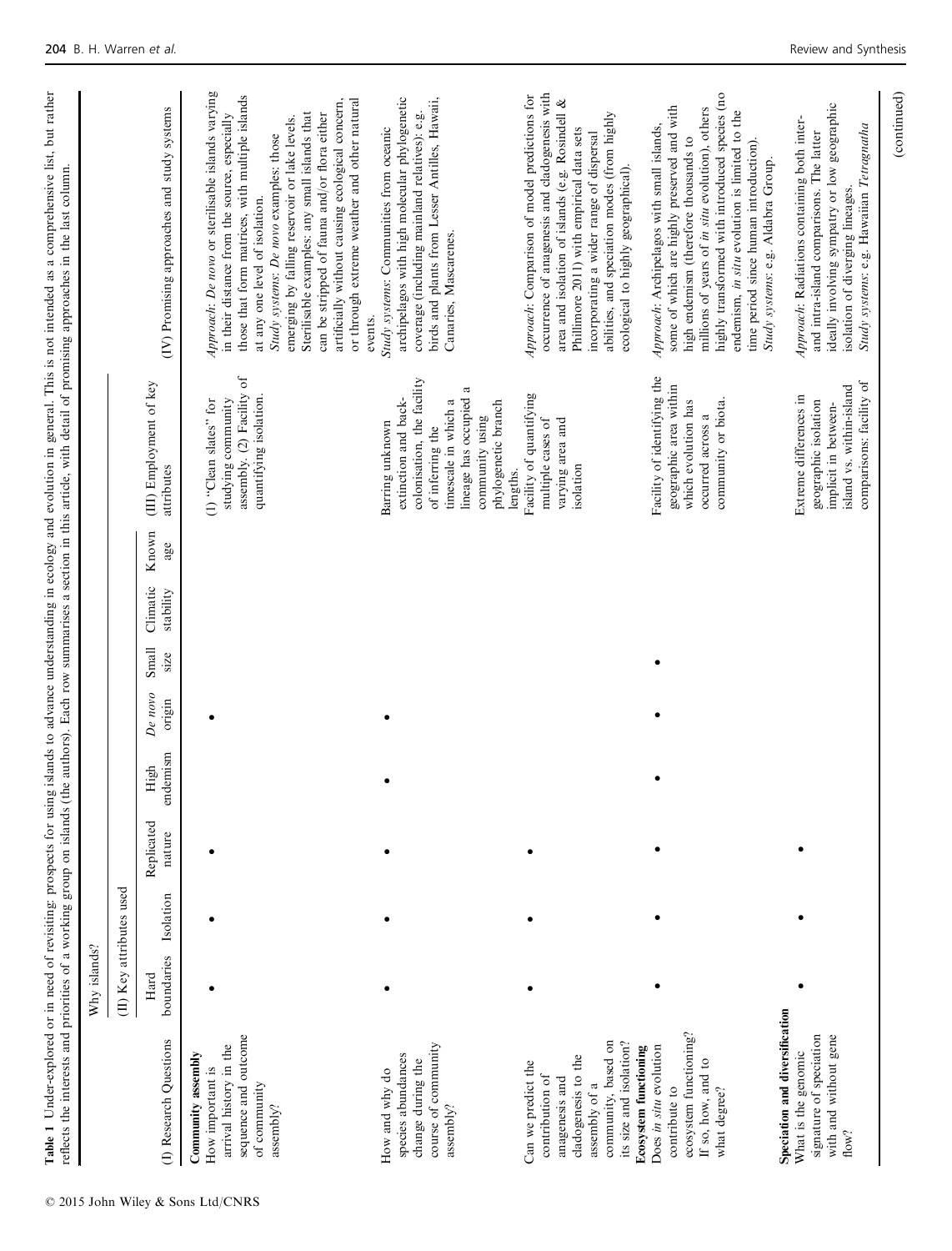**Table 1** Under-explored or in need of revisiting: prospects for using islands to advance understanding in ecology and evolution in general. This is not intended as a comprehensive list, but rather reflects the interests and priorities of a working group on islands (the authors). Each row summarises a section in this article, with detail of promising approaches and study systems in the last column.

| | Why islands? | | | | | | | | | |
|---|---|---|---|---|---|---|---|---|---|---|
| | (II) Key attributes used | | | | | | | | | |
| (I) Research Questions | Hard boundaries | Isolation | Replicated nature | High endemism | *De novo* origin | Small size | Climatic stability | Known age | (III) Employment of key attributes | (IV) Promising approaches and study systems |
| **Community assembly** | | | | | | | | | | |
| How important is arrival history in the sequence and outcome of community assembly? | • | • | • | | • | | | | (1) "Clean slates" for studying community assembly. (2) Facility of quantifying isolation. | *Approach*: *De novo* or sterilisable islands varying in their distance from the source, especially those that form matrices, with multiple islands at any one level of isolation. *Study systems*: *De novo* examples: those emerging by falling reservoir or lake levels. Sterilisable examples: any small islands that can be stripped of fauna and/or flora either artificially without causing ecological concern, or through extreme weather and other natural events. |
| How and why do species abundances change during the course of community assembly? | • | • | • | • | • | | | | Barring unknown extinction and back-colonisation, the facility of inferring the timescale in which a lineage has occupied a community using phylogenetic branch lengths. | *Study systems*: Communities from oceanic archipelagos with high molecular phylogenetic coverage (including mainland relatives): e.g. birds and plants from Lesser Antilles, Hawaii, Canaries, Mascarenes. |
| Can we predict the contribution of anagenesis and cladogenesis to the assembly of a community, based on its size and isolation? | • | • | • | | | | | | Facility of quantifying multiple cases of varying area and isolation | *Approach*: Comparison of model predictions for occurrence of anagenesis and cladogenesis with area and isolation of islands (e.g. Rosindell & Phillimore 2011) with empirical data sets incorporating a wider range of dispersal abilities, and speciation modes (from highly ecological to highly geographical). |
| **Ecosystem functioning** | | | | | | | | | | |
| Does *in situ* evolution contribute to ecosystem functioning? If so, how, and to what degree? | • | • | • | • | • | • | | | Facility of identifying the geographic area within which evolution has occurred across a community or biota. | *Approach*: Archipelagos with small islands, some of which are highly preserved and with high endemism (therefore thousands to millions of years of *in situ* evolution), others highly transformed with introduced species (no endemism, *in situ* evolution is limited to the time period since human introduction). *Study systems*: e.g. Aldabra Group. |
| **Speciation and diversification** | | | | | | | | | | |
| What is the genomic signature of speciation with and without gene flow? | • | • | • | | | | | | Extreme differences in geographic isolation implicit in between-island vs. within-island comparisons: facility of | *Approach*: Radiations containing both inter- and intra-island comparisons. The latter ideally involving sympatry or low geographic isolation of diverging lineages. *Study systems*: e.g. Hawaiian *Tetragnatha* |

(continued)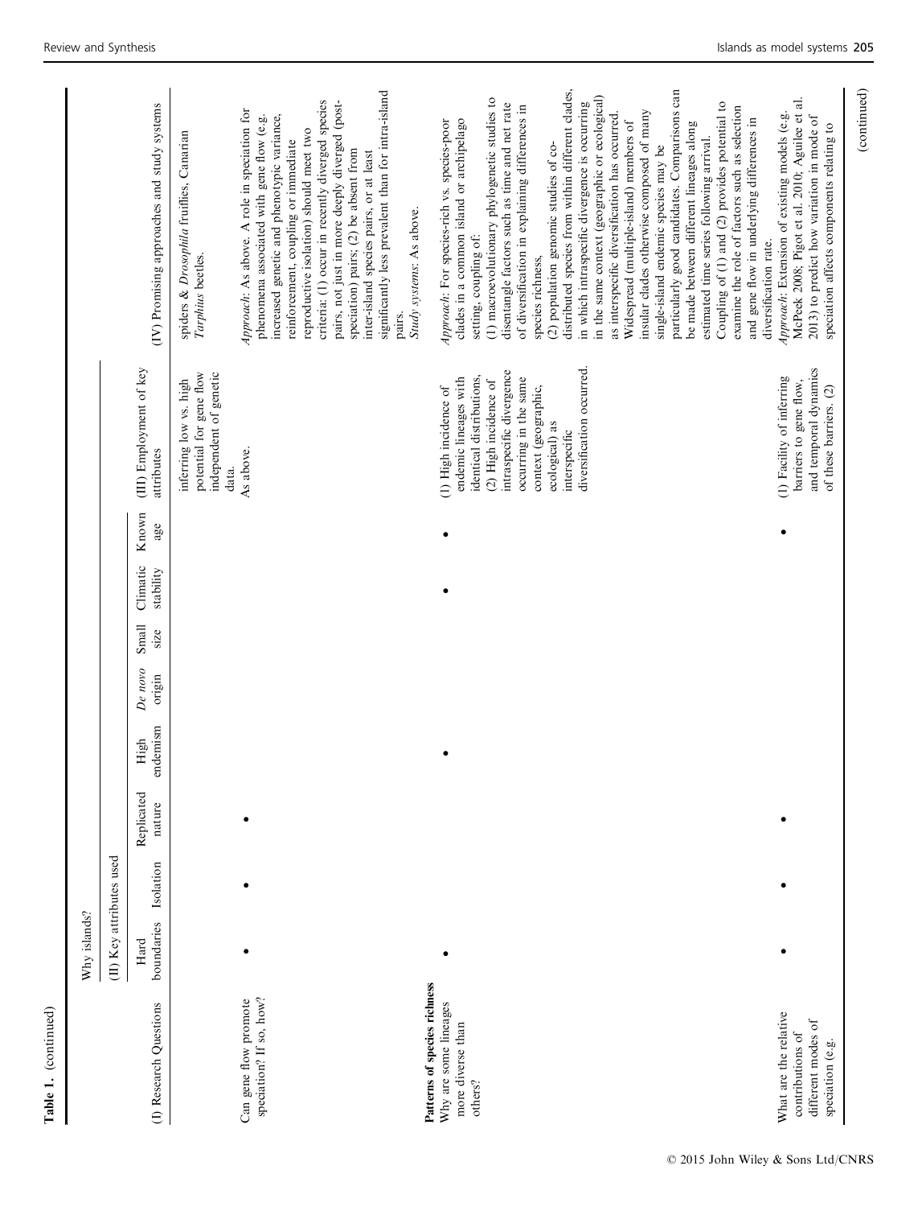Table 1. (continued)

| (I) Research Questions | Why islands? (II) Key attributes used: Hard boundaries | Isolation | Replicated nature | High endemism | *De novo* origin | Small size | Climatic stability | Known age | (III) Employment of key attributes | (IV) Promising approaches and study systems |
|---|---|---|---|---|---|---|---|---|---|---|
| | | | | | | | | | inferring low vs. high potential for gene flow independent of genetic data. | spiders & *Drosophila* fruitflies, Canarian *Tarphius* beetles. |
| Can gene flow promote speciation? If so, how? | • | • | • | | | | | | As above. | *Approach*: As above. A role in speciation for phenomena associated with gene flow (e.g. increased genetic and phenotypic variance, reinforcement, coupling or immediate reproductive isolation) should meet two criteria: (1) occur in recently diverged species pairs, not just in more deeply diverged (post-speciation) pairs; (2) be absent from inter-island species pairs, or at least significantly less prevalent than for intra-island pairs. *Study systems*: As above. |
| **Patterns of species richness** | | | | | | | | | | |
| Why are some lineages more diverse than others? | • | | | • | | | • | • | (1) High incidence of endemic lineages with identical distributions. (2) High incidence of intraspecific divergence occurring in the same context (geographic, ecological) as interspecific diversification occurred. | *Approach*: For species-rich vs. species-poor clades in a common island or archipelago setting, coupling of: (1) macroevolutionary phylogenetic studies to disentangle factors such as time and net rate of diversification in explaining differences in species richness, (2) population genomic studies of co-distributed species from within different clades, in which intraspecific divergence is occurring in the same context (geographic or ecological) as interspecific diversification has occurred. Widespread (multiple-island) members of insular clades otherwise composed of many single-island endemic species may be particularly good candidates. Comparisons can be made between different lineages along estimated time series following arrival. Coupling of (1) and (2) provides potential to examine the role of factors such as selection and gene flow in underlying differences in diversification rate. |
| What are the relative contributions of different modes of speciation (e.g. | • | • | • | | | | | • | (1) Facility of inferring barriers to gene flow, and temporal dynamics of these barriers. (2) | *Approach*: Extension of existing models (e.g. McPeek 2008; Pigot et al. 2010; Aguilée et al. 2013) to predict how variation in mode of speciation affects components relating to |

(continued)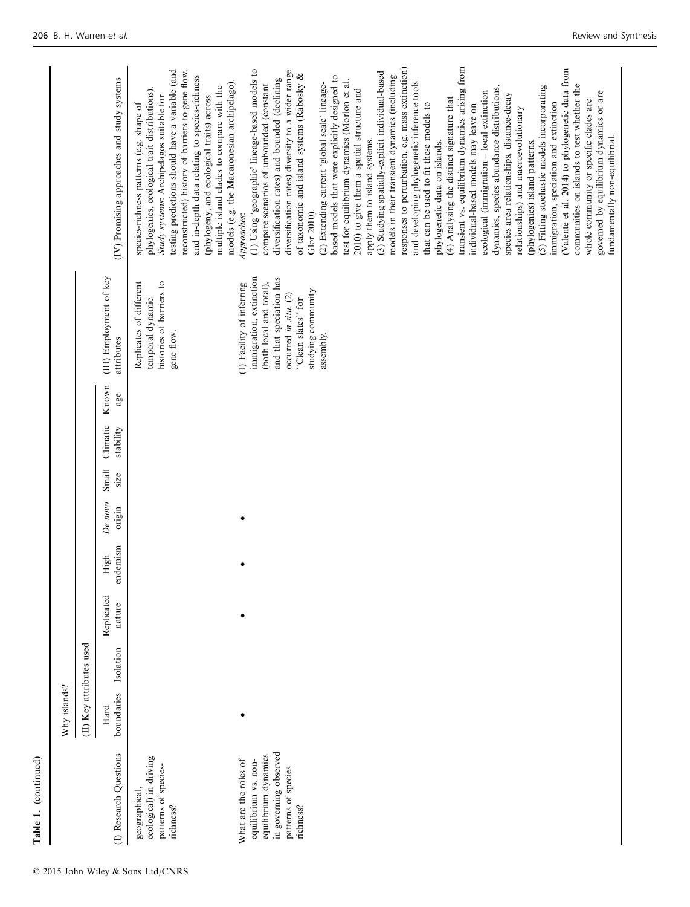Table 1. (continued)

| (I) Research Questions | Why islands? (II) Key attributes used: Hard boundaries | Isolation | Replicated nature | High endemism | *De novo* origin | Small size | Climatic stability | Known age | (III) Employment of key attributes | (IV) Promising approaches and study systems |
|---|---|---|---|---|---|---|---|---|---|---|
| geographical, ecological) in driving patterns of species-richness? | • | | | | | | | | Replicates of different temporal dynamic histories of barriers to gene flow. | species-richness patterns (e.g. shape of phylogenies, ecological trait distributions). *Study systems*: Archipelagos suitable for testing predictions should have a variable (and reconstructed) history of barriers to gene flow, and in-depth data relating to species-richness (phylogeny, and ecological traits) across multiple island clades to compare with the models (e.g. the Macaronesian archipelago). |
| What are the roles of equilibrium vs. non-equilibrium dynamics in governing observed patterns of species richness? | | | • | • | • | | | | (1) Facility of inferring immigration, extinction (both local and total), and that speciation has occurred *in situ*. (2) "Clean slates" for studying community assembly. | *Approaches*: (1) Using 'geographic' lineage-based models to compare scenarios of unbounded (constant diversification rates) and bounded (declining diversification rates) diversity to a wider range of taxonomic and island systems (Rabosky & Glor 2010). (2) Extending current 'global scale' lineage-based models that were explicitly designed to test for equilibrium dynamics (Morlon et al. 2010) to give them a spatial structure and apply them to island systems. (3) Studying spatially-explicit individual-based models in their transient dynamics (including responses to perturbation, e.g. mass extinction) and developing phylogenetic inference tools that can be used to fit these models to phylogenetic data on islands. (4) Analysing the distinct signature that transient vs. equilibrium dynamics arising from individual-based models may leave on ecological (immigration – local extinction dynamics, species abundance distributions, species area relationships, distance-decay relationships) and macroevolutionary (phylogenies) island patterns. (5) Fitting stochastic models incorporating immigration, speciation and extinction (Valente et al. 2014) to phylogenetic data from communities on islands to test whether the whole community or specific clades are governed by equilibrium dynamics or are fundamentally non-equilibrial. |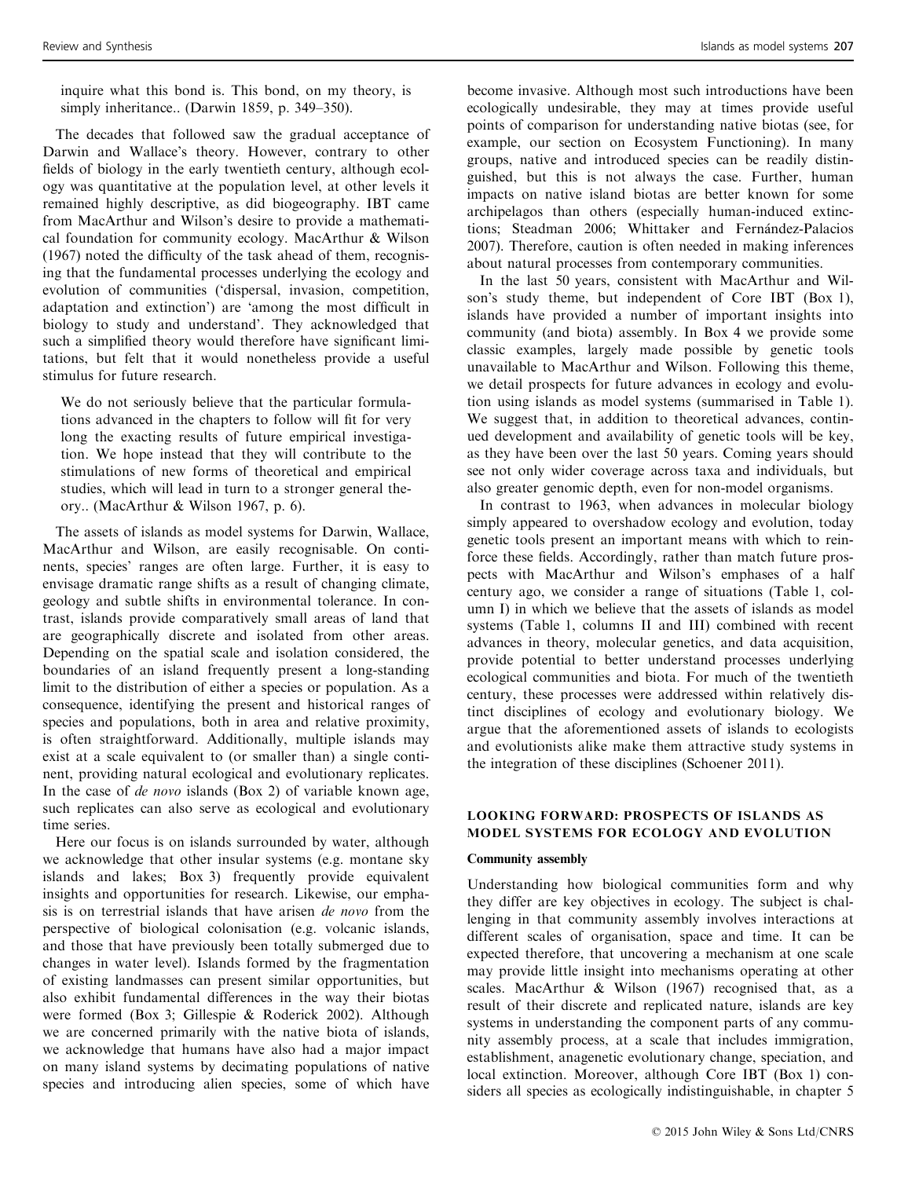inquire what this bond is. This bond, on my theory, is simply inheritance.. (Darwin 1859, p. 349–350).

The decades that followed saw the gradual acceptance of Darwin and Wallace's theory. However, contrary to other fields of biology in the early twentieth century, although ecology was quantitative at the population level, at other levels it remained highly descriptive, as did biogeography. IBT came from MacArthur and Wilson's desire to provide a mathematical foundation for community ecology. MacArthur & Wilson (1967) noted the difficulty of the task ahead of them, recognising that the fundamental processes underlying the ecology and evolution of communities ('dispersal, invasion, competition, adaptation and extinction') are 'among the most difficult in biology to study and understand'. They acknowledged that such a simplified theory would therefore have significant limitations, but felt that it would nonetheless provide a useful stimulus for future research.

> We do not seriously believe that the particular formulations advanced in the chapters to follow will fit for very long the exacting results of future empirical investigation. We hope instead that they will contribute to the stimulations of new forms of theoretical and empirical studies, which will lead in turn to a stronger general theory.. (MacArthur & Wilson 1967, p. 6).

The assets of islands as model systems for Darwin, Wallace, MacArthur and Wilson, are easily recognisable. On continents, species' ranges are often large. Further, it is easy to envisage dramatic range shifts as a result of changing climate, geology and subtle shifts in environmental tolerance. In contrast, islands provide comparatively small areas of land that are geographically discrete and isolated from other areas. Depending on the spatial scale and isolation considered, the boundaries of an island frequently present a long-standing limit to the distribution of either a species or population. As a consequence, identifying the present and historical ranges of species and populations, both in area and relative proximity, is often straightforward. Additionally, multiple islands may exist at a scale equivalent to (or smaller than) a single continent, providing natural ecological and evolutionary replicates. In the case of *de novo* islands (Box 2) of variable known age, such replicates can also serve as ecological and evolutionary time series.

Here our focus is on islands surrounded by water, although we acknowledge that other insular systems (e.g. montane sky islands and lakes; Box 3) frequently provide equivalent insights and opportunities for research. Likewise, our emphasis is on terrestrial islands that have arisen *de novo* from the perspective of biological colonisation (e.g. volcanic islands, and those that have previously been totally submerged due to changes in water level). Islands formed by the fragmentation of existing landmasses can present similar opportunities, but also exhibit fundamental differences in the way their biotas were formed (Box 3; Gillespie & Roderick 2002). Although we are concerned primarily with the native biota of islands, we acknowledge that humans have also had a major impact on many island systems by decimating populations of native species and introducing alien species, some of which have become invasive. Although most such introductions have been ecologically undesirable, they may at times provide useful points of comparison for understanding native biotas (see, for example, our section on Ecosystem Functioning). In many groups, native and introduced species can be readily distinguished, but this is not always the case. Further, human impacts on native island biotas are better known for some archipelagos than others (especially human-induced extinctions; Steadman 2006; Whittaker and Fernández-Palacios 2007). Therefore, caution is often needed in making inferences about natural processes from contemporary communities.

In the last 50 years, consistent with MacArthur and Wilson's study theme, but independent of Core IBT (Box 1), islands have provided a number of important insights into community (and biota) assembly. In Box 4 we provide some classic examples, largely made possible by genetic tools unavailable to MacArthur and Wilson. Following this theme, we detail prospects for future advances in ecology and evolution using islands as model systems (summarised in Table 1). We suggest that, in addition to theoretical advances, continued development and availability of genetic tools will be key, as they have been over the last 50 years. Coming years should see not only wider coverage across taxa and individuals, but also greater genomic depth, even for non-model organisms.

In contrast to 1963, when advances in molecular biology simply appeared to overshadow ecology and evolution, today genetic tools present an important means with which to reinforce these fields. Accordingly, rather than match future prospects with MacArthur and Wilson's emphases of a half century ago, we consider a range of situations (Table 1, column I) in which we believe that the assets of islands as model systems (Table 1, columns II and III) combined with recent advances in theory, molecular genetics, and data acquisition, provide potential to better understand processes underlying ecological communities and biota. For much of the twentieth century, these processes were addressed within relatively distinct disciplines of ecology and evolutionary biology. We argue that the aforementioned assets of islands to ecologists and evolutionists alike make them attractive study systems in the integration of these disciplines (Schoener 2011).

## LOOKING FORWARD: PROSPECTS OF ISLANDS AS MODEL SYSTEMS FOR ECOLOGY AND EVOLUTION

### Community assembly

Understanding how biological communities form and why they differ are key objectives in ecology. The subject is challenging in that community assembly involves interactions at different scales of organisation, space and time. It can be expected therefore, that uncovering a mechanism at one scale may provide little insight into mechanisms operating at other scales. MacArthur & Wilson (1967) recognised that, as a result of their discrete and replicated nature, islands are key systems in understanding the component parts of any community assembly process, at a scale that includes immigration, establishment, anagenetic evolutionary change, speciation, and local extinction. Moreover, although Core IBT (Box 1) considers all species as ecologically indistinguishable, in chapter 5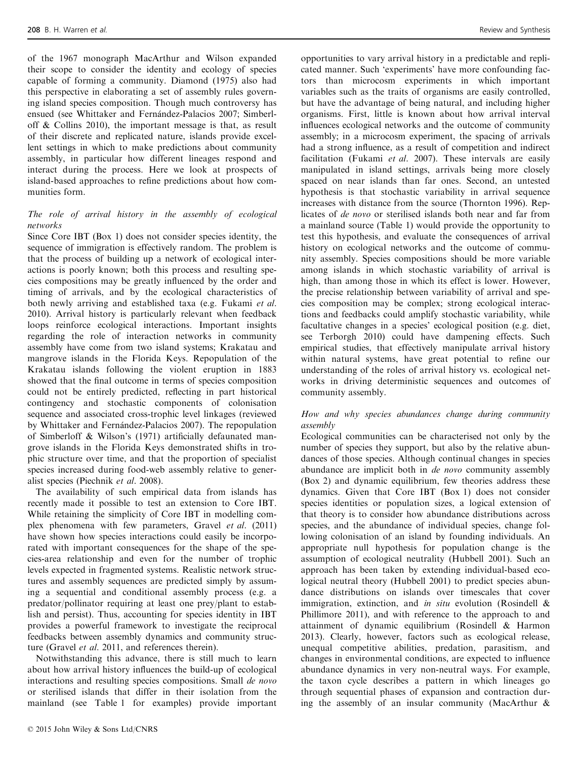of the 1967 monograph MacArthur and Wilson expanded their scope to consider the identity and ecology of species capable of forming a community. Diamond (1975) also had this perspective in elaborating a set of assembly rules governing island species composition. Though much controversy has ensued (see Whittaker and Fernández-Palacios 2007; Simberloff & Collins 2010), the important message is that, as result of their discrete and replicated nature, islands provide excellent settings in which to make predictions about community assembly, in particular how different lineages respond and interact during the process. Here we look at prospects of island-based approaches to refine predictions about how communities form.

### *The role of arrival history in the assembly of ecological networks*

Since Core IBT (Box 1) does not consider species identity, the sequence of immigration is effectively random. The problem is that the process of building up a network of ecological interactions is poorly known; both this process and resulting species compositions may be greatly influenced by the order and timing of arrivals, and by the ecological characteristics of both newly arriving and established taxa (e.g. Fukami *et al.* 2010). Arrival history is particularly relevant when feedback loops reinforce ecological interactions. Important insights regarding the role of interaction networks in community assembly have come from two island systems; Krakatau and mangrove islands in the Florida Keys. Repopulation of the Krakatau islands following the violent eruption in 1883 showed that the final outcome in terms of species composition could not be entirely predicted, reflecting in part historical contingency and stochastic components of colonisation sequence and associated cross-trophic level linkages (reviewed by Whittaker and Fernández-Palacios 2007). The repopulation of Simberloff & Wilson's (1971) artificially defaunated mangrove islands in the Florida Keys demonstrated shifts in trophic structure over time, and that the proportion of specialist species increased during food-web assembly relative to generalist species (Piechnik *et al.* 2008).

The availability of such empirical data from islands has recently made it possible to test an extension to Core IBT. While retaining the simplicity of Core IBT in modelling complex phenomena with few parameters, Gravel *et al.* (2011) have shown how species interactions could easily be incorporated with important consequences for the shape of the species-area relationship and even for the number of trophic levels expected in fragmented systems. Realistic network structures and assembly sequences are predicted simply by assuming a sequential and conditional assembly process (e.g. a predator/pollinator requiring at least one prey/plant to establish and persist). Thus, accounting for species identity in IBT provides a powerful framework to investigate the reciprocal feedbacks between assembly dynamics and community structure (Gravel *et al.* 2011, and references therein).

Notwithstanding this advance, there is still much to learn about how arrival history influences the build-up of ecological interactions and resulting species compositions. Small *de novo* or sterilised islands that differ in their isolation from the mainland (see Table 1 for examples) provide important opportunities to vary arrival history in a predictable and replicated manner. Such 'experiments' have more confounding factors than microcosm experiments in which important variables such as the traits of organisms are easily controlled, but have the advantage of being natural, and including higher organisms. First, little is known about how arrival interval influences ecological networks and the outcome of community assembly; in a microcosm experiment, the spacing of arrivals had a strong influence, as a result of competition and indirect facilitation (Fukami *et al.* 2007). These intervals are easily manipulated in island settings, arrivals being more closely spaced on near islands than far ones. Second, an untested hypothesis is that stochastic variability in arrival sequence increases with distance from the source (Thornton 1996). Replicates of *de novo* or sterilised islands both near and far from a mainland source (Table 1) would provide the opportunity to test this hypothesis, and evaluate the consequences of arrival history on ecological networks and the outcome of community assembly. Species compositions should be more variable among islands in which stochastic variability of arrival is high, than among those in which its effect is lower. However, the precise relationship between variability of arrival and species composition may be complex; strong ecological interactions and feedbacks could amplify stochastic variability, while facultative changes in a species' ecological position (e.g. diet, see Terborgh 2010) could have dampening effects. Such empirical studies, that effectively manipulate arrival history within natural systems, have great potential to refine our understanding of the roles of arrival history vs. ecological networks in driving deterministic sequences and outcomes of community assembly.

### *How and why species abundances change during community assembly*

Ecological communities can be characterised not only by the number of species they support, but also by the relative abundances of those species. Although continual changes in species abundance are implicit both in *de novo* community assembly (Box 2) and dynamic equilibrium, few theories address these dynamics. Given that Core IBT (Box 1) does not consider species identities or population sizes, a logical extension of that theory is to consider how abundance distributions across species, and the abundance of individual species, change following colonisation of an island by founding individuals. An appropriate null hypothesis for population change is the assumption of ecological neutrality (Hubbell 2001). Such an approach has been taken by extending individual-based ecological neutral theory (Hubbell 2001) to predict species abundance distributions on islands over timescales that cover immigration, extinction, and *in situ* evolution (Rosindell & Phillimore 2011), and with reference to the approach to and attainment of dynamic equilibrium (Rosindell & Harmon 2013). Clearly, however, factors such as ecological release, unequal competitive abilities, predation, parasitism, and changes in environmental conditions, are expected to influence abundance dynamics in very non-neutral ways. For example, the taxon cycle describes a pattern in which lineages go through sequential phases of expansion and contraction during the assembly of an insular community (MacArthur &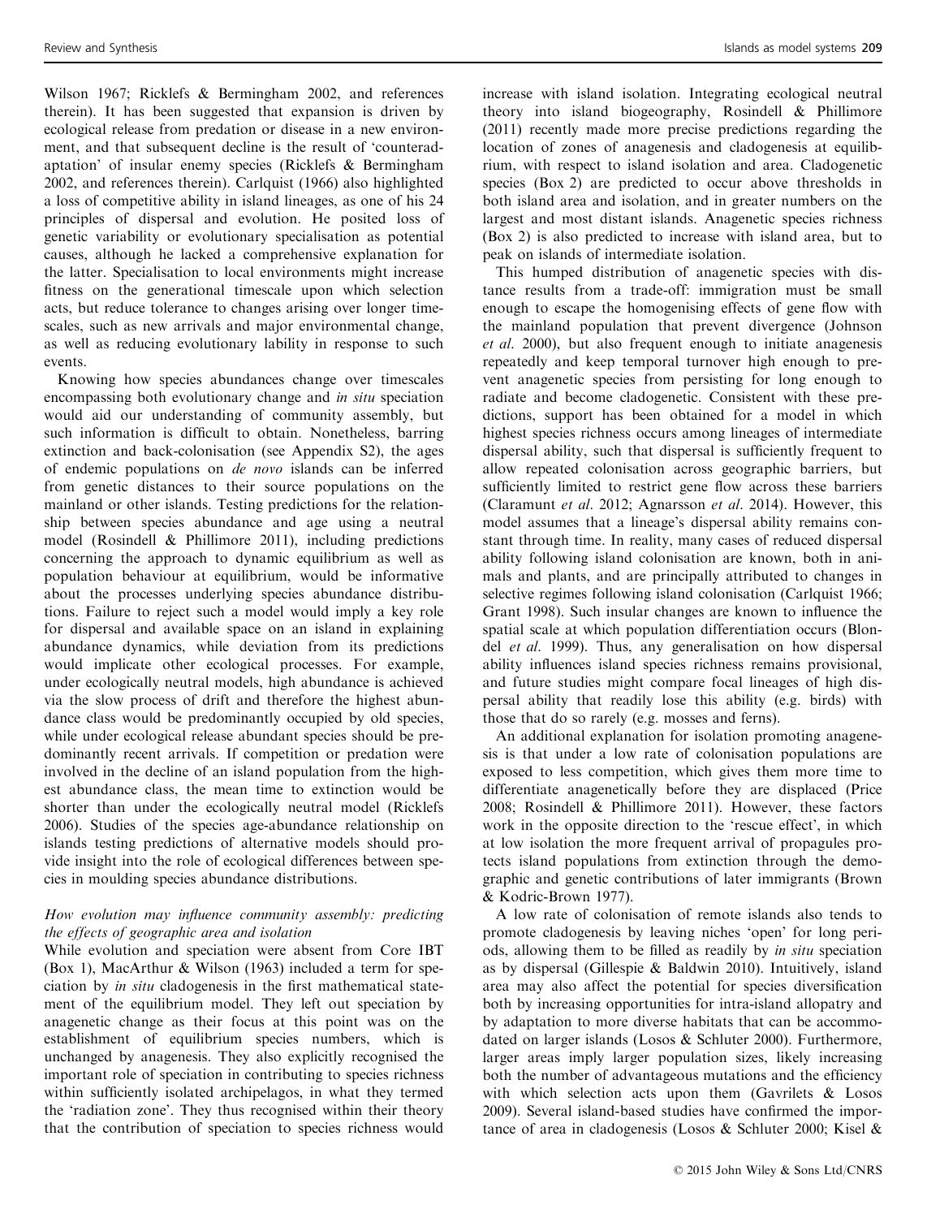Wilson 1967; Ricklefs & Bermingham 2002, and references therein). It has been suggested that expansion is driven by ecological release from predation or disease in a new environment, and that subsequent decline is the result of 'counteradaptation' of insular enemy species (Ricklefs & Bermingham 2002, and references therein). Carlquist (1966) also highlighted a loss of competitive ability in island lineages, as one of his 24 principles of dispersal and evolution. He posited loss of genetic variability or evolutionary specialisation as potential causes, although he lacked a comprehensive explanation for the latter. Specialisation to local environments might increase fitness on the generational timescale upon which selection acts, but reduce tolerance to changes arising over longer timescales, such as new arrivals and major environmental change, as well as reducing evolutionary lability in response to such events.

Knowing how species abundances change over timescales encompassing both evolutionary change and *in situ* speciation would aid our understanding of community assembly, but such information is difficult to obtain. Nonetheless, barring extinction and back-colonisation (see Appendix S2), the ages of endemic populations on *de novo* islands can be inferred from genetic distances to their source populations on the mainland or other islands. Testing predictions for the relationship between species abundance and age using a neutral model (Rosindell & Phillimore 2011), including predictions concerning the approach to dynamic equilibrium as well as population behaviour at equilibrium, would be informative about the processes underlying species abundance distributions. Failure to reject such a model would imply a key role for dispersal and available space on an island in explaining abundance dynamics, while deviation from its predictions would implicate other ecological processes. For example, under ecologically neutral models, high abundance is achieved via the slow process of drift and therefore the highest abundance class would be predominantly occupied by old species, while under ecological release abundant species should be predominantly recent arrivals. If competition or predation were involved in the decline of an island population from the highest abundance class, the mean time to extinction would be shorter than under the ecologically neutral model (Ricklefs 2006). Studies of the species age-abundance relationship on islands testing predictions of alternative models should provide insight into the role of ecological differences between species in moulding species abundance distributions.

### *How evolution may influence community assembly: predicting the effects of geographic area and isolation*

While evolution and speciation were absent from Core IBT (Box 1), MacArthur & Wilson (1963) included a term for speciation by *in situ* cladogenesis in the first mathematical statement of the equilibrium model. They left out speciation by anagenetic change as their focus at this point was on the establishment of equilibrium species numbers, which is unchanged by anagenesis. They also explicitly recognised the important role of speciation in contributing to species richness within sufficiently isolated archipelagos, in what they termed the 'radiation zone'. They thus recognised within their theory that the contribution of speciation to species richness would increase with island isolation. Integrating ecological neutral theory into island biogeography, Rosindell & Phillimore (2011) recently made more precise predictions regarding the location of zones of anagenesis and cladogenesis at equilibrium, with respect to island isolation and area. Cladogenetic species (Box 2) are predicted to occur above thresholds in both island area and isolation, and in greater numbers on the largest and most distant islands. Anagenetic species richness (Box 2) is also predicted to increase with island area, but to peak on islands of intermediate isolation.

This humped distribution of anagenetic species with distance results from a trade-off: immigration must be small enough to escape the homogenising effects of gene flow with the mainland population that prevent divergence (Johnson *et al.* 2000), but also frequent enough to initiate anagenesis repeatedly and keep temporal turnover high enough to prevent anagenetic species from persisting for long enough to radiate and become cladogenetic. Consistent with these predictions, support has been obtained for a model in which highest species richness occurs among lineages of intermediate dispersal ability, such that dispersal is sufficiently frequent to allow repeated colonisation across geographic barriers, but sufficiently limited to restrict gene flow across these barriers (Claramunt *et al.* 2012; Agnarsson *et al.* 2014). However, this model assumes that a lineage's dispersal ability remains constant through time. In reality, many cases of reduced dispersal ability following island colonisation are known, both in animals and plants, and are principally attributed to changes in selective regimes following island colonisation (Carlquist 1966; Grant 1998). Such insular changes are known to influence the spatial scale at which population differentiation occurs (Blondel *et al.* 1999). Thus, any generalisation on how dispersal ability influences island species richness remains provisional, and future studies might compare focal lineages of high dispersal ability that readily lose this ability (e.g. birds) with those that do so rarely (e.g. mosses and ferns).

An additional explanation for isolation promoting anagenesis is that under a low rate of colonisation populations are exposed to less competition, which gives them more time to differentiate anagenetically before they are displaced (Price 2008; Rosindell & Phillimore 2011). However, these factors work in the opposite direction to the 'rescue effect', in which at low isolation the more frequent arrival of propagules protects island populations from extinction through the demographic and genetic contributions of later immigrants (Brown & Kodric-Brown 1977).

A low rate of colonisation of remote islands also tends to promote cladogenesis by leaving niches 'open' for long periods, allowing them to be filled as readily by *in situ* speciation as by dispersal (Gillespie & Baldwin 2010). Intuitively, island area may also affect the potential for species diversification both by increasing opportunities for intra-island allopatry and by adaptation to more diverse habitats that can be accommodated on larger islands (Losos & Schluter 2000). Furthermore, larger areas imply larger population sizes, likely increasing both the number of advantageous mutations and the efficiency with which selection acts upon them (Gavrilets & Losos 2009). Several island-based studies have confirmed the importance of area in cladogenesis (Losos & Schluter 2000; Kisel &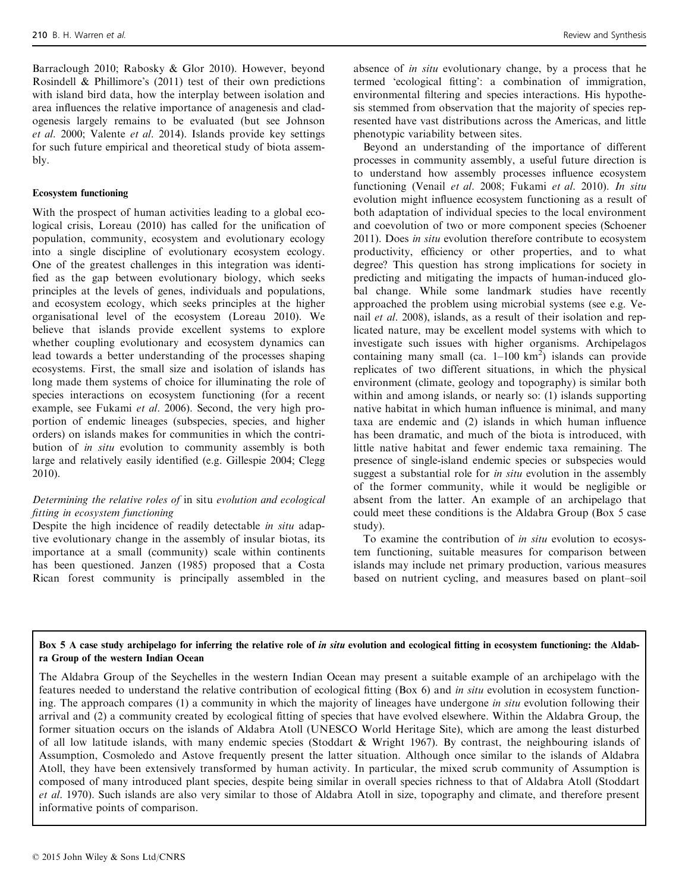Barraclough 2010; Rabosky & Glor 2010). However, beyond Rosindell & Phillimore's (2011) test of their own predictions with island bird data, how the interplay between isolation and area influences the relative importance of anagenesis and cladogenesis largely remains to be evaluated (but see Johnson *et al*. 2000; Valente *et al*. 2014). Islands provide key settings for such future empirical and theoretical study of biota assembly.

#### Ecosystem functioning

With the prospect of human activities leading to a global ecological crisis, Loreau (2010) has called for the unification of population, community, ecosystem and evolutionary ecology into a single discipline of evolutionary ecosystem ecology. One of the greatest challenges in this integration was identified as the gap between evolutionary biology, which seeks principles at the levels of genes, individuals and populations, and ecosystem ecology, which seeks principles at the higher organisational level of the ecosystem (Loreau 2010). We believe that islands provide excellent systems to explore whether coupling evolutionary and ecosystem dynamics can lead towards a better understanding of the processes shaping ecosystems. First, the small size and isolation of islands has long made them systems of choice for illuminating the role of species interactions on ecosystem functioning (for a recent example, see Fukami *et al*. 2006). Second, the very high proportion of endemic lineages (subspecies, species, and higher orders) on islands makes for communities in which the contribution of *in situ* evolution to community assembly is both large and relatively easily identified (e.g. Gillespie 2004; Clegg 2010).

##### *Determining the relative roles of* in situ *evolution and ecological fitting in ecosystem functioning*

Despite the high incidence of readily detectable *in situ* adaptive evolutionary change in the assembly of insular biotas, its importance at a small (community) scale within continents has been questioned. Janzen (1985) proposed that a Costa Rican forest community is principally assembled in the absence of *in situ* evolutionary change, by a process that he termed 'ecological fitting': a combination of immigration, environmental filtering and species interactions. His hypothesis stemmed from observation that the majority of species represented have vast distributions across the Americas, and little phenotypic variability between sites.

Beyond an understanding of the importance of different processes in community assembly, a useful future direction is to understand how assembly processes influence ecosystem functioning (Venail *et al*. 2008; Fukami *et al*. 2010). *In situ* evolution might influence ecosystem functioning as a result of both adaptation of individual species to the local environment and coevolution of two or more component species (Schoener 2011). Does *in situ* evolution therefore contribute to ecosystem productivity, efficiency or other properties, and to what degree? This question has strong implications for society in predicting and mitigating the impacts of human-induced global change. While some landmark studies have recently approached the problem using microbial systems (see e.g. Venail *et al*. 2008), islands, as a result of their isolation and replicated nature, may be excellent model systems with which to investigate such issues with higher organisms. Archipelagos containing many small (ca. 1–100 km$^2$) islands can provide replicates of two different situations, in which the physical environment (climate, geology and topography) is similar both within and among islands, or nearly so: (1) islands supporting native habitat in which human influence is minimal, and many taxa are endemic and (2) islands in which human influence has been dramatic, and much of the biota is introduced, with little native habitat and fewer endemic taxa remaining. The presence of single-island endemic species or subspecies would suggest a substantial role for *in situ* evolution in the assembly of the former community, while it would be negligible or absent from the latter. An example of an archipelago that could meet these conditions is the Aldabra Group (Box 5 case study).

To examine the contribution of *in situ* evolution to ecosystem functioning, suitable measures for comparison between islands may include net primary production, various measures based on nutrient cycling, and measures based on plant–soil

**Box 5 A case study archipelago for inferring the relative role of *in situ* evolution and ecological fitting in ecosystem functioning: the Aldabra Group of the western Indian Ocean**

The Aldabra Group of the Seychelles in the western Indian Ocean may present a suitable example of an archipelago with the features needed to understand the relative contribution of ecological fitting (Box 6) and *in situ* evolution in ecosystem functioning. The approach compares (1) a community in which the majority of lineages have undergone *in situ* evolution following their arrival and (2) a community created by ecological fitting of species that have evolved elsewhere. Within the Aldabra Group, the former situation occurs on the islands of Aldabra Atoll (UNESCO World Heritage Site), which are among the least disturbed of all low latitude islands, with many endemic species (Stoddart & Wright 1967). By contrast, the neighbouring islands of Assumption, Cosmoledo and Astove frequently present the latter situation. Although once similar to the islands of Aldabra Atoll, they have been extensively transformed by human activity. In particular, the mixed scrub community of Assumption is composed of many introduced plant species, despite being similar in overall species richness to that of Aldabra Atoll (Stoddart *et al*. 1970). Such islands are also very similar to those of Aldabra Atoll in size, topography and climate, and therefore present informative points of comparison.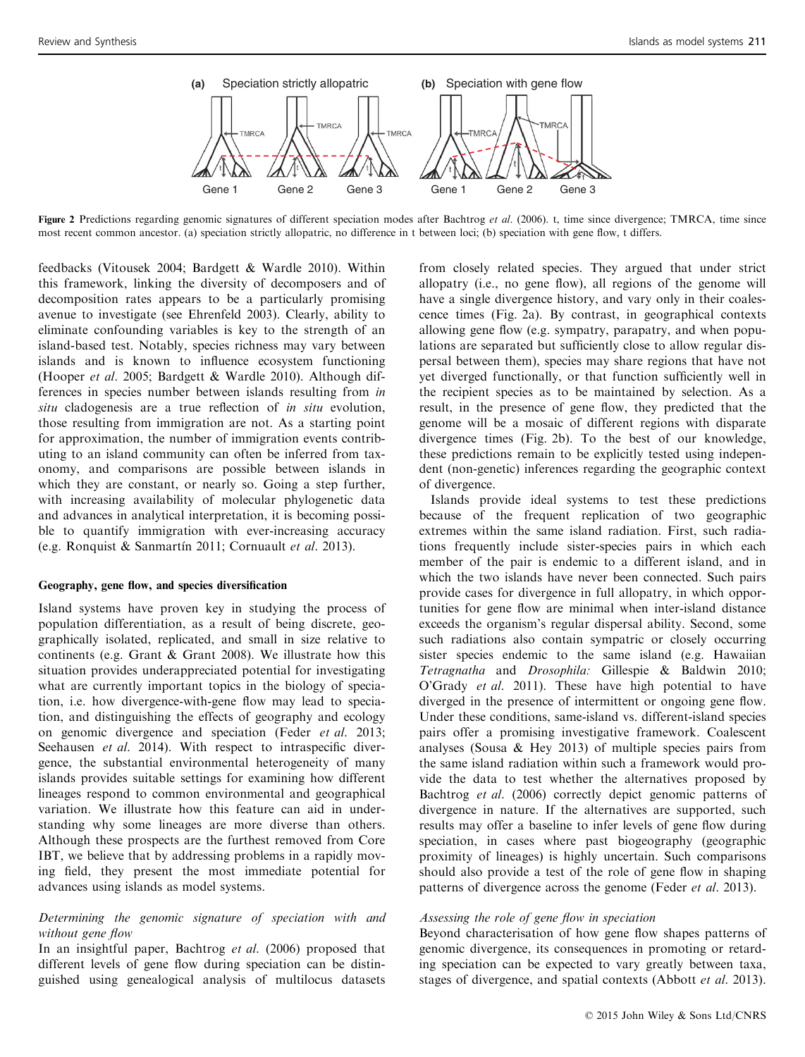(a) Speciation strictly allopatric

TMRCA TMRCA TMRCA

t t t

Gene 1 Gene 2 Gene 3

(b) Speciation with gene flow

TMRCA TMRCA TMRCA

t t t

Gene 1 Gene 2 Gene 3

**Figure 2** Predictions regarding genomic signatures of different speciation modes after Bachtrog *et al*. (2006). t, time since divergence; TMRCA, time since most recent common ancestor. (a) speciation strictly allopatric, no difference in t between loci; (b) speciation with gene flow, t differs.

feedbacks (Vitousek 2004; Bardgett & Wardle 2010). Within this framework, linking the diversity of decomposers and of decomposition rates appears to be a particularly promising avenue to investigate (see Ehrenfeld 2003). Clearly, ability to eliminate confounding variables is key to the strength of an island-based test. Notably, species richness may vary between islands and is known to influence ecosystem functioning (Hooper *et al*. 2005; Bardgett & Wardle 2010). Although differences in species number between islands resulting from *in situ* cladogenesis are a true reflection of *in situ* evolution, those resulting from immigration are not. As a starting point for approximation, the number of immigration events contributing to an island community can often be inferred from taxonomy, and comparisons are possible between islands in which they are constant, or nearly so. Going a step further, with increasing availability of molecular phylogenetic data and advances in analytical interpretation, it is becoming possible to quantify immigration with ever-increasing accuracy (e.g. Ronquist & Sanmartín 2011; Cornuault *et al*. 2013).

#### Geography, gene flow, and species diversification

Island systems have proven key in studying the process of population differentiation, as a result of being discrete, geographically isolated, replicated, and small in size relative to continents (e.g. Grant & Grant 2008). We illustrate how this situation provides underappreciated potential for investigating what are currently important topics in the biology of speciation, i.e. how divergence-with-gene flow may lead to speciation, and distinguishing the effects of geography and ecology on genomic divergence and speciation (Feder *et al*. 2013; Seehausen *et al*. 2014). With respect to intraspecific divergence, the substantial environmental heterogeneity of many islands provides suitable settings for examining how different lineages respond to common environmental and geographical variation. We illustrate how this feature can aid in understanding why some lineages are more diverse than others. Although these prospects are the furthest removed from Core IBT, we believe that by addressing problems in a rapidly moving field, they present the most immediate potential for advances using islands as model systems.

##### *Determining the genomic signature of speciation with and without gene flow*

In an insightful paper, Bachtrog *et al*. (2006) proposed that different levels of gene flow during speciation can be distinguished using genealogical analysis of multilocus datasets from closely related species. They argued that under strict allopatry (i.e., no gene flow), all regions of the genome will have a single divergence history, and vary only in their coalescence times (Fig. 2a). By contrast, in geographical contexts allowing gene flow (e.g. sympatry, parapatry, and when populations are separated but sufficiently close to allow regular dispersal between them), species may share regions that have not yet diverged functionally, or that function sufficiently well in the recipient species as to be maintained by selection. As a result, in the presence of gene flow, they predicted that the genome will be a mosaic of different regions with disparate divergence times (Fig. 2b). To the best of our knowledge, these predictions remain to be explicitly tested using independent (non-genetic) inferences regarding the geographic context of divergence.

Islands provide ideal systems to test these predictions because of the frequent replication of two geographic extremes within the same island radiation. First, such radiations frequently include sister-species pairs in which each member of the pair is endemic to a different island, and in which the two islands have never been connected. Such pairs provide cases for divergence in full allopatry, in which opportunities for gene flow are minimal when inter-island distance exceeds the organism's regular dispersal ability. Second, some such radiations also contain sympatric or closely occurring sister species endemic to the same island (e.g. Hawaiian *Tetragnatha* and *Drosophila:* Gillespie & Baldwin 2010; O'Grady *et al*. 2011). These have high potential to have diverged in the presence of intermittent or ongoing gene flow. Under these conditions, same-island vs. different-island species pairs offer a promising investigative framework. Coalescent analyses (Sousa & Hey 2013) of multiple species pairs from the same island radiation within such a framework would provide the data to test whether the alternatives proposed by Bachtrog *et al*. (2006) correctly depict genomic patterns of divergence in nature. If the alternatives are supported, such results may offer a baseline to infer levels of gene flow during speciation, in cases where past biogeography (geographic proximity of lineages) is highly uncertain. Such comparisons should also provide a test of the role of gene flow in shaping patterns of divergence across the genome (Feder *et al*. 2013).

##### *Assessing the role of gene flow in speciation*

Beyond characterisation of how gene flow shapes patterns of genomic divergence, its consequences in promoting or retarding speciation can be expected to vary greatly between taxa, stages of divergence, and spatial contexts (Abbott *et al*. 2013).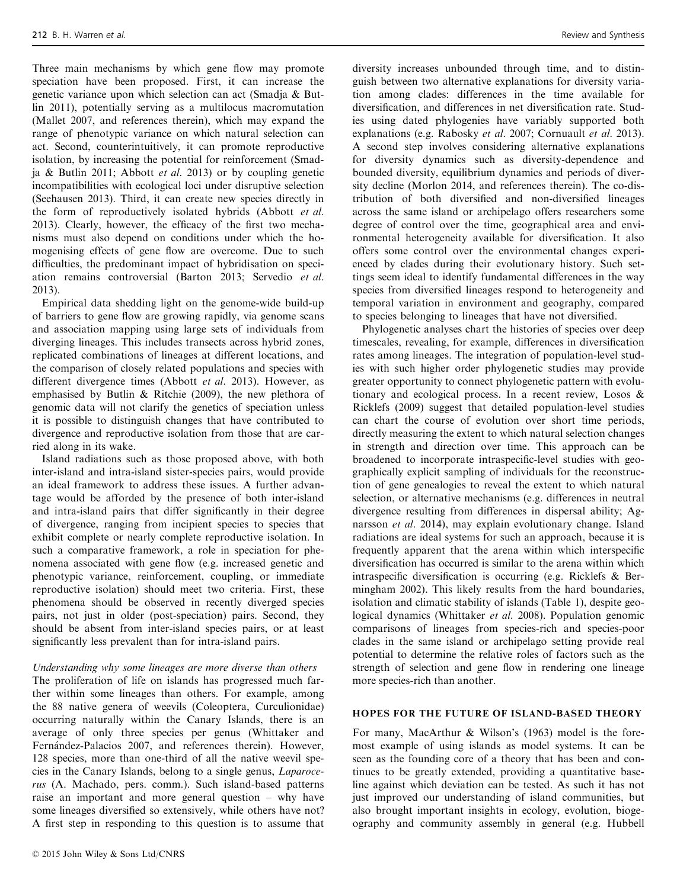Three main mechanisms by which gene flow may promote speciation have been proposed. First, it can increase the genetic variance upon which selection can act (Smadja & Butlin 2011), potentially serving as a multilocus macromutation (Mallet 2007, and references therein), which may expand the range of phenotypic variance on which natural selection can act. Second, counterintuitively, it can promote reproductive isolation, by increasing the potential for reinforcement (Smadja & Butlin 2011; Abbott *et al.* 2013) or by coupling genetic incompatibilities with ecological loci under disruptive selection (Seehausen 2013). Third, it can create new species directly in the form of reproductively isolated hybrids (Abbott *et al.* 2013). Clearly, however, the efficacy of the first two mechanisms must also depend on conditions under which the homogenising effects of gene flow are overcome. Due to such difficulties, the predominant impact of hybridisation on speciation remains controversial (Barton 2013; Servedio *et al.* 2013).

Empirical data shedding light on the genome-wide build-up of barriers to gene flow are growing rapidly, via genome scans and association mapping using large sets of individuals from diverging lineages. This includes transects across hybrid zones, replicated combinations of lineages at different locations, and the comparison of closely related populations and species with different divergence times (Abbott *et al.* 2013). However, as emphasised by Butlin & Ritchie (2009), the new plethora of genomic data will not clarify the genetics of speciation unless it is possible to distinguish changes that have contributed to divergence and reproductive isolation from those that are carried along in its wake.

Island radiations such as those proposed above, with both inter-island and intra-island sister-species pairs, would provide an ideal framework to address these issues. A further advantage would be afforded by the presence of both inter-island and intra-island pairs that differ significantly in their degree of divergence, ranging from incipient species to species that exhibit complete or nearly complete reproductive isolation. In such a comparative framework, a role in speciation for phenomena associated with gene flow (e.g. increased genetic and phenotypic variance, reinforcement, coupling, or immediate reproductive isolation) should meet two criteria. First, these phenomena should be observed in recently diverged species pairs, not just in older (post-speciation) pairs. Second, they should be absent from inter-island species pairs, or at least significantly less prevalent than for intra-island pairs.

*Understanding why some lineages are more diverse than others*

The proliferation of life on islands has progressed much farther within some lineages than others. For example, among the 88 native genera of weevils (Coleoptera, Curculionidae) occurring naturally within the Canary Islands, there is an average of only three species per genus (Whittaker and Fernández-Palacios 2007, and references therein). However, 128 species, more than one-third of all the native weevil species in the Canary Islands, belong to a single genus, *Laparocerus* (A. Machado, pers. comm.). Such island-based patterns raise an important and more general question – why have some lineages diversified so extensively, while others have not? A first step in responding to this question is to assume that diversity increases unbounded through time, and to distinguish between two alternative explanations for diversity variation among clades: differences in the time available for diversification, and differences in net diversification rate. Studies using dated phylogenies have variably supported both explanations (e.g. Rabosky *et al.* 2007; Cornuault *et al.* 2013). A second step involves considering alternative explanations for diversity dynamics such as diversity-dependence and bounded diversity, equilibrium dynamics and periods of diversity decline (Morlon 2014, and references therein). The co-distribution of both diversified and non-diversified lineages across the same island or archipelago offers researchers some degree of control over the time, geographical area and environmental heterogeneity available for diversification. It also offers some control over the environmental changes experienced by clades during their evolutionary history. Such settings seem ideal to identify fundamental differences in the way species from diversified lineages respond to heterogeneity and temporal variation in environment and geography, compared to species belonging to lineages that have not diversified.

Phylogenetic analyses chart the histories of species over deep timescales, revealing, for example, differences in diversification rates among lineages. The integration of population-level studies with such higher order phylogenetic studies may provide greater opportunity to connect phylogenetic pattern with evolutionary and ecological process. In a recent review, Losos & Ricklefs (2009) suggest that detailed population-level studies can chart the course of evolution over short time periods, directly measuring the extent to which natural selection changes in strength and direction over time. This approach can be broadened to incorporate intraspecific-level studies with geographically explicit sampling of individuals for the reconstruction of gene genealogies to reveal the extent to which natural selection, or alternative mechanisms (e.g. differences in neutral divergence resulting from differences in dispersal ability; Agnarsson *et al.* 2014), may explain evolutionary change. Island radiations are ideal systems for such an approach, because it is frequently apparent that the arena within which interspecific diversification has occurred is similar to the arena within which intraspecific diversification is occurring (e.g. Ricklefs & Bermingham 2002). This likely results from the hard boundaries, isolation and climatic stability of islands (Table 1), despite geological dynamics (Whittaker *et al.* 2008). Population genomic comparisons of lineages from species-rich and species-poor clades in the same island or archipelago setting provide real potential to determine the relative roles of factors such as the strength of selection and gene flow in rendering one lineage more species-rich than another.

## HOPES FOR THE FUTURE OF ISLAND-BASED THEORY

For many, MacArthur & Wilson's (1963) model is the foremost example of using islands as model systems. It can be seen as the founding core of a theory that has been and continues to be greatly extended, providing a quantitative baseline against which deviation can be tested. As such it has not just improved our understanding of island communities, but also brought important insights in ecology, evolution, biogeography and community assembly in general (e.g. Hubbell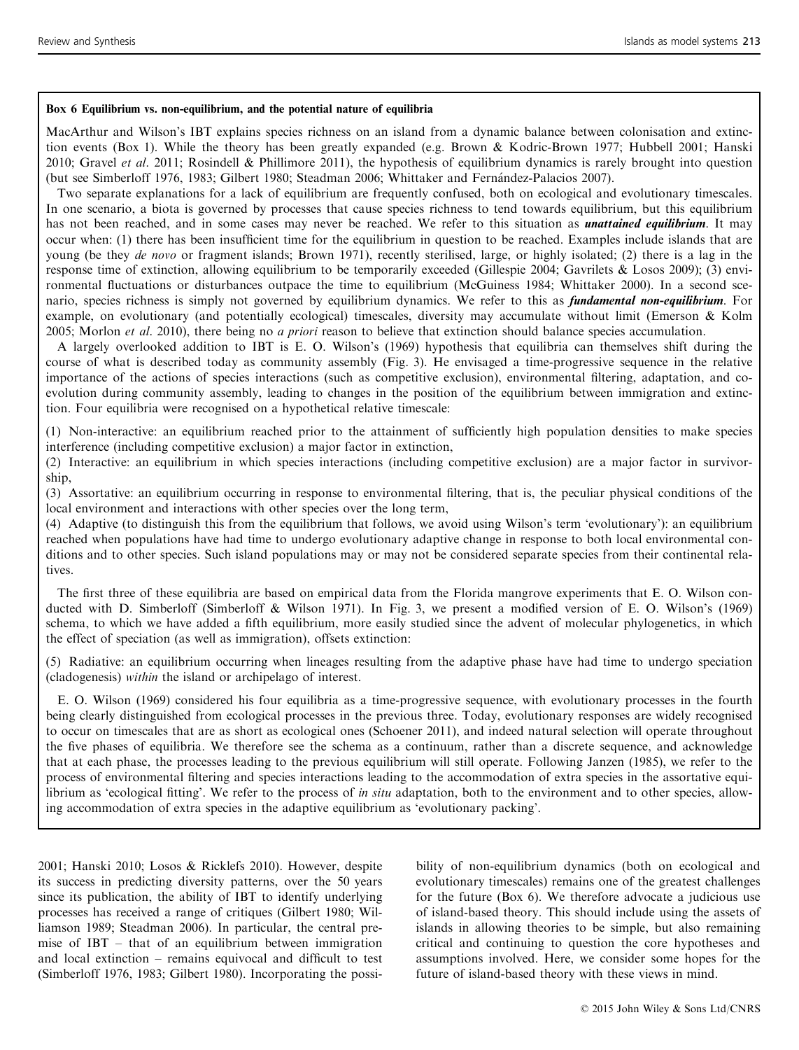**Box 6 Equilibrium vs. non-equilibrium, and the potential nature of equilibria**

MacArthur and Wilson's IBT explains species richness on an island from a dynamic balance between colonisation and extinction events (Box 1). While the theory has been greatly expanded (e.g. Brown & Kodric-Brown 1977; Hubbell 2001; Hanski 2010; Gravel *et al*. 2011; Rosindell & Phillimore 2011), the hypothesis of equilibrium dynamics is rarely brought into question (but see Simberloff 1976, 1983; Gilbert 1980; Steadman 2006; Whittaker and Fernández-Palacios 2007).

Two separate explanations for a lack of equilibrium are frequently confused, both on ecological and evolutionary timescales. In one scenario, a biota is governed by processes that cause species richness to tend towards equilibrium, but this equilibrium has not been reached, and in some cases may never be reached. We refer to this situation as ***unattained equilibrium***. It may occur when: (1) there has been insufficient time for the equilibrium in question to be reached. Examples include islands that are young (be they *de novo* or fragment islands; Brown 1971), recently sterilised, large, or highly isolated; (2) there is a lag in the response time of extinction, allowing equilibrium to be temporarily exceeded (Gillespie 2004; Gavrilets & Losos 2009); (3) environmental fluctuations or disturbances outpace the time to equilibrium (McGuiness 1984; Whittaker 2000). In a second scenario, species richness is simply not governed by equilibrium dynamics. We refer to this as ***fundamental non-equilibrium***. For example, on evolutionary (and potentially ecological) timescales, diversity may accumulate without limit (Emerson & Kolm 2005; Morlon *et al*. 2010), there being no *a priori* reason to believe that extinction should balance species accumulation.

A largely overlooked addition to IBT is E. O. Wilson's (1969) hypothesis that equilibria can themselves shift during the course of what is described today as community assembly (Fig. 3). He envisaged a time-progressive sequence in the relative importance of the actions of species interactions (such as competitive exclusion), environmental filtering, adaptation, and coevolution during community assembly, leading to changes in the position of the equilibrium between immigration and extinction. Four equilibria were recognised on a hypothetical relative timescale:

(1) Non-interactive: an equilibrium reached prior to the attainment of sufficiently high population densities to make species interference (including competitive exclusion) a major factor in extinction,
(2) Interactive: an equilibrium in which species interactions (including competitive exclusion) are a major factor in survivorship,
(3) Assortative: an equilibrium occurring in response to environmental filtering, that is, the peculiar physical conditions of the local environment and interactions with other species over the long term,
(4) Adaptive (to distinguish this from the equilibrium that follows, we avoid using Wilson's term 'evolutionary'): an equilibrium reached when populations have had time to undergo evolutionary adaptive change in response to both local environmental conditions and to other species. Such island populations may or may not be considered separate species from their continental relatives.

The first three of these equilibria are based on empirical data from the Florida mangrove experiments that E. O. Wilson conducted with D. Simberloff (Simberloff & Wilson 1971). In Fig. 3, we present a modified version of E. O. Wilson's (1969) schema, to which we have added a fifth equilibrium, more easily studied since the advent of molecular phylogenetics, in which the effect of speciation (as well as immigration), offsets extinction:

(5) Radiative: an equilibrium occurring when lineages resulting from the adaptive phase have had time to undergo speciation (cladogenesis) *within* the island or archipelago of interest.

E. O. Wilson (1969) considered his four equilibria as a time-progressive sequence, with evolutionary processes in the fourth being clearly distinguished from ecological processes in the previous three. Today, evolutionary responses are widely recognised to occur on timescales that are as short as ecological ones (Schoener 2011), and indeed natural selection will operate throughout the five phases of equilibria. We therefore see the schema as a continuum, rather than a discrete sequence, and acknowledge that at each phase, the processes leading to the previous equilibrium will still operate. Following Janzen (1985), we refer to the process of environmental filtering and species interactions leading to the accommodation of extra species in the assortative equilibrium as 'ecological fitting'. We refer to the process of *in situ* adaptation, both to the environment and to other species, allowing accommodation of extra species in the adaptive equilibrium as 'evolutionary packing'.

2001; Hanski 2010; Losos & Ricklefs 2010). However, despite its success in predicting diversity patterns, over the 50 years since its publication, the ability of IBT to identify underlying processes has received a range of critiques (Gilbert 1980; Williamson 1989; Steadman 2006). In particular, the central premise of IBT – that of an equilibrium between immigration and local extinction – remains equivocal and difficult to test (Simberloff 1976, 1983; Gilbert 1980). Incorporating the possibility of non-equilibrium dynamics (both on ecological and evolutionary timescales) remains one of the greatest challenges for the future (Box 6). We therefore advocate a judicious use of island-based theory. This should include using the assets of islands in allowing theories to be simple, but also remaining critical and continuing to question the core hypotheses and assumptions involved. Here, we consider some hopes for the future of island-based theory with these views in mind.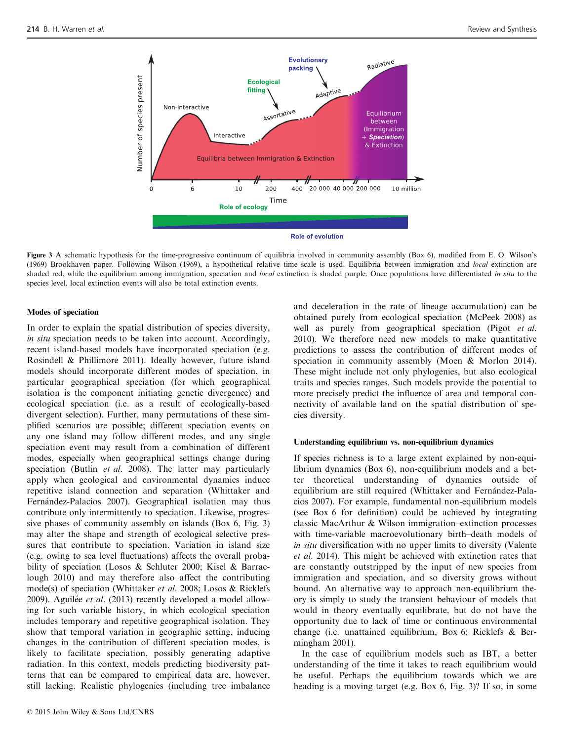Figure 3 A schematic hypothesis for the time-progressive continuum of equilibria involved in community assembly (Box 6), modified from E. O. Wilson's (1969) Brookhaven paper. Following Wilson (1969), a hypothetical relative time scale is used. Equilibria between immigration and *local* extinction are shaded red, while the equilibrium among immigration, speciation and *local* extinction is shaded purple. Once populations have differentiated *in situ* to the species level, local extinction events will also be total extinction events.

### Modes of speciation

In order to explain the spatial distribution of species diversity, *in situ* speciation needs to be taken into account. Accordingly, recent island-based models have incorporated speciation (e.g. Rosindell & Phillimore 2011). Ideally however, future island models should incorporate different modes of speciation, in particular geographical speciation (for which geographical isolation is the component initiating genetic divergence) and ecological speciation (i.e. as a result of ecologically-based divergent selection). Further, many permutations of these simplified scenarios are possible; different speciation events on any one island may follow different modes, and any single speciation event may result from a combination of different modes, especially when geographical settings change during speciation (Butlin *et al*. 2008). The latter may particularly apply when geological and environmental dynamics induce repetitive island connection and separation (Whittaker and Fernández-Palacios 2007). Geographical isolation may thus contribute only intermittently to speciation. Likewise, progressive phases of community assembly on islands (Box 6, Fig. 3) may alter the shape and strength of ecological selective pressures that contribute to speciation. Variation in island size (e.g. owing to sea level fluctuations) affects the overall probability of speciation (Losos & Schluter 2000; Kisel & Barraclough 2010) and may therefore also affect the contributing mode(s) of speciation (Whittaker *et al*. 2008; Losos & Ricklefs 2009). Aguilée *et al*. (2013) recently developed a model allowing for such variable history, in which ecological speciation includes temporary and repetitive geographical isolation. They show that temporal variation in geographic setting, inducing changes in the contribution of different speciation modes, is likely to facilitate speciation, possibly generating adaptive radiation. In this context, models predicting biodiversity patterns that can be compared to empirical data are, however, still lacking. Realistic phylogenies (including tree imbalance and deceleration in the rate of lineage accumulation) can be obtained purely from ecological speciation (McPeek 2008) as well as purely from geographical speciation (Pigot *et al*. 2010). We therefore need new models to make quantitative predictions to assess the contribution of different modes of speciation in community assembly (Moen & Morlon 2014). These might include not only phylogenies, but also ecological traits and species ranges. Such models provide the potential to more precisely predict the influence of area and temporal connectivity of available land on the spatial distribution of species diversity.

### Understanding equilibrium vs. non-equilibrium dynamics

If species richness is to a large extent explained by non-equilibrium dynamics (Box 6), non-equilibrium models and a better theoretical understanding of dynamics outside of equilibrium are still required (Whittaker and Fernández-Palacios 2007). For example, fundamental non-equilibrium models (see Box 6 for definition) could be achieved by integrating classic MacArthur & Wilson immigration–extinction processes with time-variable macroevolutionary birth–death models of *in situ* diversification with no upper limits to diversity (Valente *et al*. 2014). This might be achieved with extinction rates that are constantly outstripped by the input of new species from immigration and speciation, and so diversity grows without bound. An alternative way to approach non-equilibrium theory is simply to study the transient behaviour of models that would in theory eventually equilibrate, but do not have the opportunity due to lack of time or continuous environmental change (i.e. unattained equilibrium, Box 6; Ricklefs & Bermingham 2001).

In the case of equilibrium models such as IBT, a better understanding of the time it takes to reach equilibrium would be useful. Perhaps the equilibrium towards which we are heading is a moving target (e.g. Box 6, Fig. 3)? If so, in some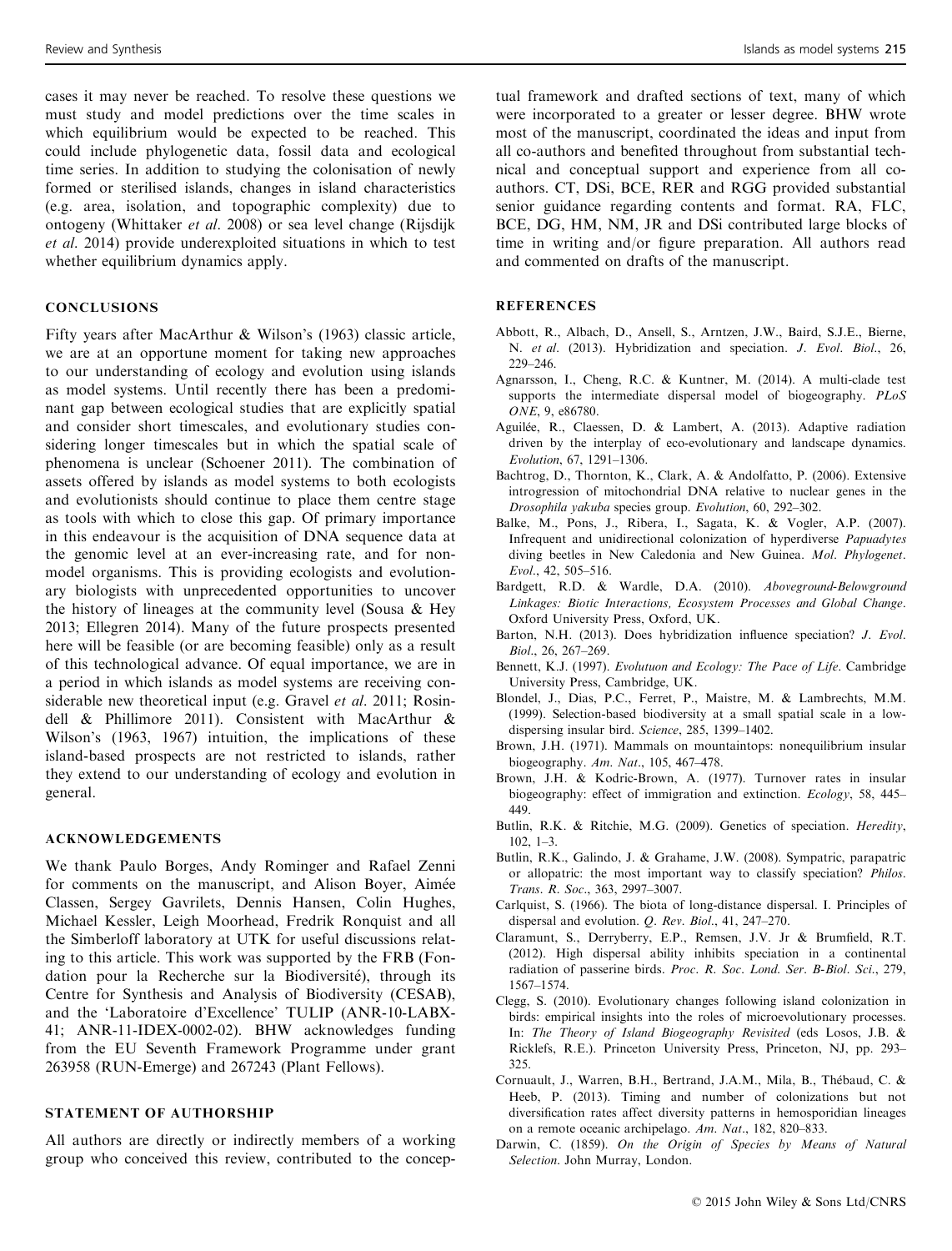cases it may never be reached. To resolve these questions we must study and model predictions over the time scales in which equilibrium would be expected to be reached. This could include phylogenetic data, fossil data and ecological time series. In addition to studying the colonisation of newly formed or sterilised islands, changes in island characteristics (e.g. area, isolation, and topographic complexity) due to ontogeny (Whittaker *et al.* 2008) or sea level change (Rijsdijk *et al.* 2014) provide underexploited situations in which to test whether equilibrium dynamics apply.

## CONCLUSIONS

Fifty years after MacArthur & Wilson's (1963) classic article, we are at an opportune moment for taking new approaches to our understanding of ecology and evolution using islands as model systems. Until recently there has been a predominant gap between ecological studies that are explicitly spatial and consider short timescales, and evolutionary studies considering longer timescales but in which the spatial scale of phenomena is unclear (Schoener 2011). The combination of assets offered by islands as model systems to both ecologists and evolutionists should continue to place them centre stage as tools with which to close this gap. Of primary importance in this endeavour is the acquisition of DNA sequence data at the genomic level at an ever-increasing rate, and for non-model organisms. This is providing ecologists and evolutionary biologists with unprecedented opportunities to uncover the history of lineages at the community level (Sousa & Hey 2013; Ellegren 2014). Many of the future prospects presented here will be feasible (or are becoming feasible) only as a result of this technological advance. Of equal importance, we are in a period in which islands as model systems are receiving considerable new theoretical input (e.g. Gravel *et al.* 2011; Rosindell & Phillimore 2011). Consistent with MacArthur & Wilson's (1963, 1967) intuition, the implications of these island-based prospects are not restricted to islands, rather they extend to our understanding of ecology and evolution in general.

## ACKNOWLEDGEMENTS

We thank Paulo Borges, Andy Rominger and Rafael Zenni for comments on the manuscript, and Alison Boyer, Aimée Classen, Sergey Gavrilets, Dennis Hansen, Colin Hughes, Michael Kessler, Leigh Moorhead, Fredrik Ronquist and all the Simberloff laboratory at UTK for useful discussions relating to this article. This work was supported by the FRB (Fondation pour la Recherche sur la Biodiversité), through its Centre for Synthesis and Analysis of Biodiversity (CESAB), and the 'Laboratoire d'Excellence' TULIP (ANR-10-LABX-41; ANR-11-IDEX-0002-02). BHW acknowledges funding from the EU Seventh Framework Programme under grant 263958 (RUN-Emerge) and 267243 (Plant Fellows).

## STATEMENT OF AUTHORSHIP

All authors are directly or indirectly members of a working group who conceived this review, contributed to the conceptual framework and drafted sections of text, many of which were incorporated to a greater or lesser degree. BHW wrote most of the manuscript, coordinated the ideas and input from all co-authors and benefited throughout from substantial technical and conceptual support and experience from all co-authors. CT, DSi, BCE, RER and RGG provided substantial senior guidance regarding contents and format. RA, FLC, BCE, DG, HM, NM, JR and DSi contributed large blocks of time in writing and/or figure preparation. All authors read and commented on drafts of the manuscript.

## REFERENCES

Abbott, R., Albach, D., Ansell, S., Arntzen, J.W., Baird, S.J.E., Bierne, N. *et al.* (2013). Hybridization and speciation. *J. Evol. Biol.*, 26, 229–246.

Agnarsson, I., Cheng, R.C. & Kuntner, M. (2014). A multi-clade test supports the intermediate dispersal model of biogeography. *PLoS ONE*, 9, e86780.

Aguilée, R., Claessen, D. & Lambert, A. (2013). Adaptive radiation driven by the interplay of eco-evolutionary and landscape dynamics. *Evolution*, 67, 1291–1306.

Bachtrog, D., Thornton, K., Clark, A. & Andolfatto, P. (2006). Extensive introgression of mitochondrial DNA relative to nuclear genes in the *Drosophila yakuba* species group. *Evolution*, 60, 292–302.

Balke, M., Pons, J., Ribera, I., Sagata, K. & Vogler, A.P. (2007). Infrequent and unidirectional colonization of hyperdiverse *Papuadytes* diving beetles in New Caledonia and New Guinea. *Mol. Phylogenet. Evol.*, 42, 505–516.

Bardgett, R.D. & Wardle, D.A. (2010). *Aboveground-Belowground Linkages: Biotic Interactions, Ecosystem Processes and Global Change*. Oxford University Press, Oxford, UK.

Barton, N.H. (2013). Does hybridization influence speciation? *J. Evol. Biol.*, 26, 267–269.

Bennett, K.J. (1997). *Evolutuon and Ecology: The Pace of Life*. Cambridge University Press, Cambridge, UK.

Blondel, J., Dias, P.C., Ferret, P., Maistre, M. & Lambrechts, M.M. (1999). Selection-based biodiversity at a small spatial scale in a low-dispersing insular bird. *Science*, 285, 1399–1402.

Brown, J.H. (1971). Mammals on mountaintops: nonequilibrium insular biogeography. *Am. Nat.*, 105, 467–478.

Brown, J.H. & Kodric-Brown, A. (1977). Turnover rates in insular biogeography: effect of immigration and extinction. *Ecology*, 58, 445–449.

Butlin, R.K. & Ritchie, M.G. (2009). Genetics of speciation. *Heredity*, 102, 1–3.

Butlin, R.K., Galindo, J. & Grahame, J.W. (2008). Sympatric, parapatric or allopatric: the most important way to classify speciation? *Philos. Trans. R. Soc.*, 363, 2997–3007.

Carlquist, S. (1966). The biota of long-distance dispersal. I. Principles of dispersal and evolution. *Q. Rev. Biol.*, 41, 247–270.

Claramunt, S., Derryberry, E.P., Remsen, J.V. Jr & Brumfield, R.T. (2012). High dispersal ability inhibits speciation in a continental radiation of passerine birds. *Proc. R. Soc. Lond. Ser. B-Biol. Sci.*, 279, 1567–1574.

Clegg, S. (2010). Evolutionary changes following island colonization in birds: empirical insights into the roles of microevolutionary processes. In: *The Theory of Island Biogeography Revisited* (eds Losos, J.B. & Ricklefs, R.E.). Princeton University Press, Princeton, NJ, pp. 293–325.

Cornuault, J., Warren, B.H., Bertrand, J.A.M., Mila, B., Thébaud, C. & Heeb, P. (2013). Timing and number of colonizations but not diversification rates affect diversity patterns in hemosporidian lineages on a remote oceanic archipelago. *Am. Nat.*, 182, 820–833.

Darwin, C. (1859). *On the Origin of Species by Means of Natural Selection*. John Murray, London.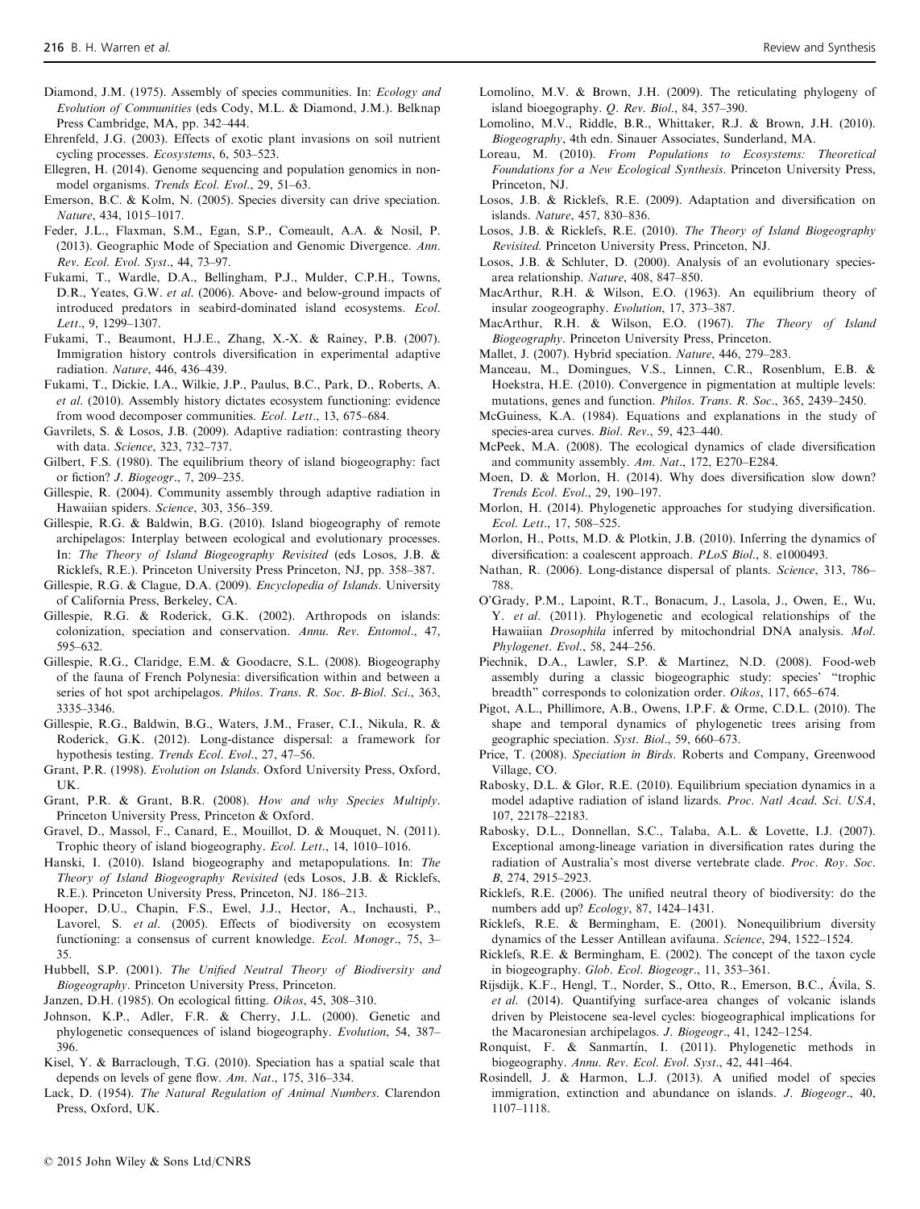Diamond, J.M. (1975). Assembly of species communities. In: *Ecology and Evolution of Communities* (eds Cody, M.L. & Diamond, J.M.). Belknap Press Cambridge, MA, pp. 342–444.

Ehrenfeld, J.G. (2003). Effects of exotic plant invasions on soil nutrient cycling processes. *Ecosystems*, 6, 503–523.

Ellegren, H. (2014). Genome sequencing and population genomics in non-model organisms. *Trends Ecol. Evol.*, 29, 51–63.

Emerson, B.C. & Kolm, N. (2005). Species diversity can drive speciation. *Nature*, 434, 1015–1017.

Feder, J.L., Flaxman, S.M., Egan, S.P., Comeault, A.A. & Nosil, P. (2013). Geographic Mode of Speciation and Genomic Divergence. *Ann. Rev. Ecol. Evol. Syst.*, 44, 73–97.

Fukami, T., Wardle, D.A., Bellingham, P.J., Mulder, C.P.H., Towns, D.R., Yeates, G.W. *et al.* (2006). Above- and below-ground impacts of introduced predators in seabird-dominated island ecosystems. *Ecol. Lett.*, 9, 1299–1307.

Fukami, T., Beaumont, H.J.E., Zhang, X.-X. & Rainey, P.B. (2007). Immigration history controls diversification in experimental adaptive radiation. *Nature*, 446, 436–439.

Fukami, T., Dickie, I.A., Wilkie, J.P., Paulus, B.C., Park, D., Roberts, A. *et al.* (2010). Assembly history dictates ecosystem functioning: evidence from wood decomposer communities. *Ecol. Lett.*, 13, 675–684.

Gavrilets, S. & Losos, J.B. (2009). Adaptive radiation: contrasting theory with data. *Science*, 323, 732–737.

Gilbert, F.S. (1980). The equilibrium theory of island biogeography: fact or fiction? *J. Biogeogr.*, 7, 209–235.

Gillespie, R. (2004). Community assembly through adaptive radiation in Hawaiian spiders. *Science*, 303, 356–359.

Gillespie, R.G. & Baldwin, B.G. (2010). Island biogeography of remote archipelagos: Interplay between ecological and evolutionary processes. In: *The Theory of Island Biogeography Revisited* (eds Losos, J.B. & Ricklefs, R.E.). Princeton University Press Princeton, NJ, pp. 358–387.

Gillespie, R.G. & Clague, D.A. (2009). *Encyclopedia of Islands*. University of California Press, Berkeley, CA.

Gillespie, R.G. & Roderick, G.K. (2002). Arthropods on islands: colonization, speciation and conservation. *Annu. Rev. Entomol.*, 47, 595–632.

Gillespie, R.G., Claridge, E.M. & Goodacre, S.L. (2008). Biogeography of the fauna of French Polynesia: diversification within and between a series of hot spot archipelagos. *Philos. Trans. R. Soc. B-Biol. Sci.*, 363, 3335–3346.

Gillespie, R.G., Baldwin, B.G., Waters, J.M., Fraser, C.I., Nikula, R. & Roderick, G.K. (2012). Long-distance dispersal: a framework for hypothesis testing. *Trends Ecol. Evol.*, 27, 47–56.

Grant, P.R. (1998). *Evolution on Islands*. Oxford University Press, Oxford, UK.

Grant, P.R. & Grant, B.R. (2008). *How and why Species Multiply*. Princeton University Press, Princeton & Oxford.

Gravel, D., Massol, F., Canard, E., Mouillot, D. & Mouquet, N. (2011). Trophic theory of island biogeography. *Ecol. Lett.*, 14, 1010–1016.

Hanski, I. (2010). Island biogeography and metapopulations. In: *The Theory of Island Biogeography Revisited* (eds Losos, J.B. & Ricklefs, R.E.). Princeton University Press, Princeton, NJ. 186–213.

Hooper, D.U., Chapin, F.S., Ewel, J.J., Hector, A., Inchausti, P., Lavorel, S. *et al.* (2005). Effects of biodiversity on ecosystem functioning: a consensus of current knowledge. *Ecol. Monogr.*, 75, 3–35.

Hubbell, S.P. (2001). *The Unified Neutral Theory of Biodiversity and Biogeography*. Princeton University Press, Princeton.

Janzen, D.H. (1985). On ecological fitting. *Oikos*, 45, 308–310.

Johnson, K.P., Adler, F.R. & Cherry, J.L. (2000). Genetic and phylogenetic consequences of island biogeography. *Evolution*, 54, 387–396.

Kisel, Y. & Barraclough, T.G. (2010). Speciation has a spatial scale that depends on levels of gene flow. *Am. Nat.*, 175, 316–334.

Lack, D. (1954). *The Natural Regulation of Animal Numbers*. Clarendon Press, Oxford, UK.

Lomolino, M.V. & Brown, J.H. (2009). The reticulating phylogeny of island biogeography. *Q. Rev. Biol.*, 84, 357–390.

Lomolino, M.V., Riddle, B.R., Whittaker, R.J. & Brown, J.H. (2010). *Biogeography*, 4th edn. Sinauer Associates, Sunderland, MA.

Loreau, M. (2010). *From Populations to Ecosystems: Theoretical Foundations for a New Ecological Synthesis*. Princeton University Press, Princeton, NJ.

Losos, J.B. & Ricklefs, R.E. (2009). Adaptation and diversification on islands. *Nature*, 457, 830–836.

Losos, J.B. & Ricklefs, R.E. (2010). *The Theory of Island Biogeography Revisited*. Princeton University Press, Princeton, NJ.

Losos, J.B. & Schluter, D. (2000). Analysis of an evolutionary species-area relationship. *Nature*, 408, 847–850.

MacArthur, R.H. & Wilson, E.O. (1963). An equilibrium theory of insular zoogeography. *Evolution*, 17, 373–387.

MacArthur, R.H. & Wilson, E.O. (1967). *The Theory of Island Biogeography*. Princeton University Press, Princeton.

Mallet, J. (2007). Hybrid speciation. *Nature*, 446, 279–283.

Manceau, M., Domingues, V.S., Linnen, C.R., Rosenblum, E.B. & Hoekstra, H.E. (2010). Convergence in pigmentation at multiple levels: mutations, genes and function. *Philos. Trans. R. Soc.*, 365, 2439–2450.

McGuiness, K.A. (1984). Equations and explanations in the study of species-area curves. *Biol. Rev.*, 59, 423–440.

McPeek, M.A. (2008). The ecological dynamics of clade diversification and community assembly. *Am. Nat.*, 172, E270–E284.

Moen, D. & Morlon, H. (2014). Why does diversification slow down? *Trends Ecol. Evol.*, 29, 190–197.

Morlon, H. (2014). Phylogenetic approaches for studying diversification. *Ecol. Lett.*, 17, 508–525.

Morlon, H., Potts, M.D. & Plotkin, J.B. (2010). Inferring the dynamics of diversification: a coalescent approach. *PLoS Biol.*, 8. e1000493.

Nathan, R. (2006). Long-distance dispersal of plants. *Science*, 313, 786–788.

O'Grady, P.M., Lapoint, R.T., Bonacum, J., Lasola, J., Owen, E., Wu, Y. *et al.* (2011). Phylogenetic and ecological relationships of the Hawaiian *Drosophila* inferred by mitochondrial DNA analysis. *Mol. Phylogenet. Evol.*, 58, 244–256.

Piechnik, D.A., Lawler, S.P. & Martinez, N.D. (2008). Food-web assembly during a classic biogeographic study: species' "trophic breadth" corresponds to colonization order. *Oikos*, 117, 665–674.

Pigot, A.L., Phillimore, A.B., Owens, I.P.F. & Orme, C.D.L. (2010). The shape and temporal dynamics of phylogenetic trees arising from geographic speciation. *Syst. Biol.*, 59, 660–673.

Price, T. (2008). *Speciation in Birds*. Roberts and Company, Greenwood Village, CO.

Rabosky, D.L. & Glor, R.E. (2010). Equilibrium speciation dynamics in a model adaptive radiation of island lizards. *Proc. Natl Acad. Sci. USA*, 107, 22178–22183.

Rabosky, D.L., Donnellan, S.C., Talaba, A.L. & Lovette, I.J. (2007). Exceptional among-lineage variation in diversification rates during the radiation of Australia's most diverse vertebrate clade. *Proc. Roy. Soc. B*, 274, 2915–2923.

Ricklefs, R.E. (2006). The unified neutral theory of biodiversity: do the numbers add up? *Ecology*, 87, 1424–1431.

Ricklefs, R.E. & Bermingham, E. (2001). Nonequilibrium diversity dynamics of the Lesser Antillean avifauna. *Science*, 294, 1522–1524.

Ricklefs, R.E. & Bermingham, E. (2002). The concept of the taxon cycle in biogeography. *Glob. Ecol. Biogeogr.*, 11, 353–361.

Rijsdijk, K.F., Hengl, T., Norder, S., Otto, R., Emerson, B.C., Ávila, S. *et al.* (2014). Quantifying surface-area changes of volcanic islands driven by Pleistocene sea-level cycles: biogeographical implications for the Macaronesian archipelagos. *J. Biogeogr.*, 41, 1242–1254.

Ronquist, F. & Sanmartín, I. (2011). Phylogenetic methods in biogeography. *Annu. Rev. Ecol. Evol. Syst.*, 42, 441–464.

Rosindell, J. & Harmon, L.J. (2013). A unified model of species immigration, extinction and abundance on islands. *J. Biogeogr.*, 40, 1107–1118.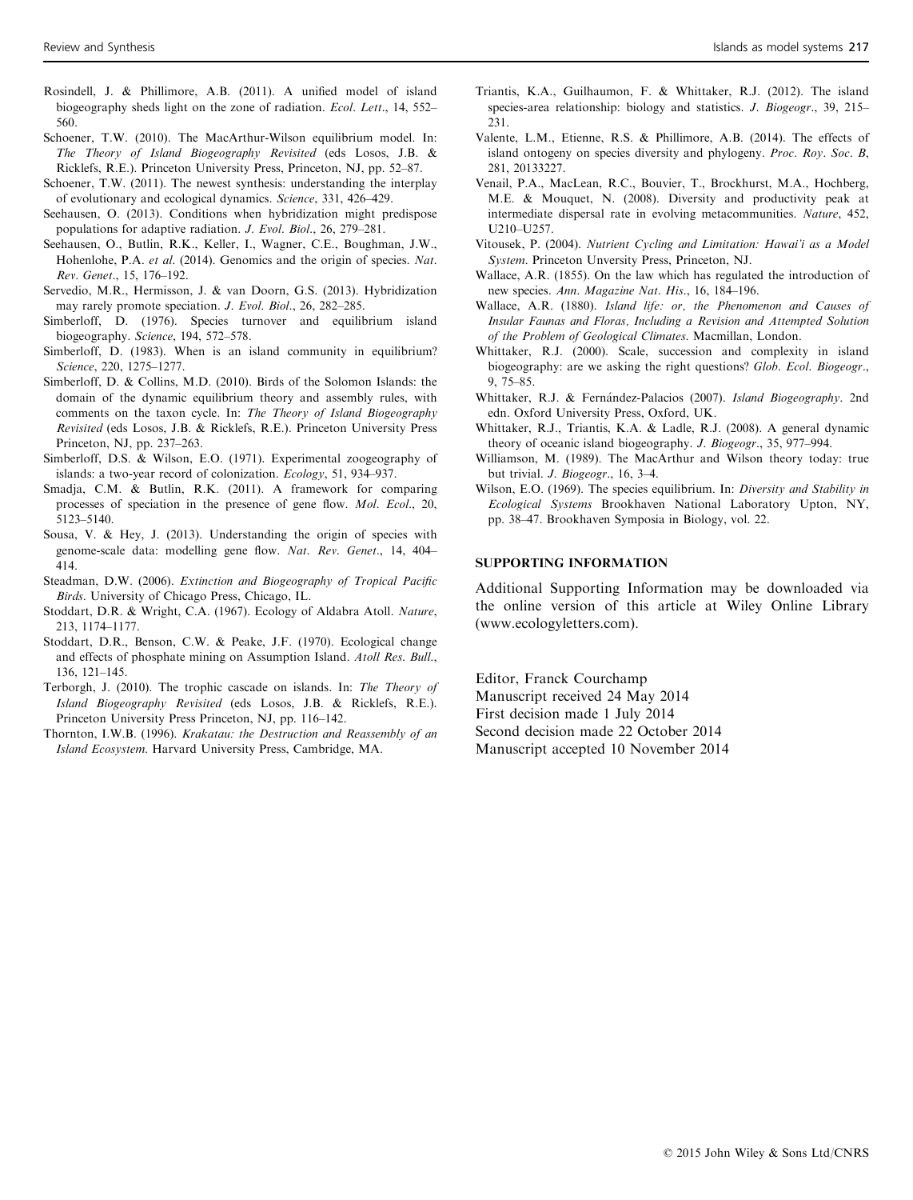Rosindell, J. & Phillimore, A.B. (2011). A unified model of island biogeography sheds light on the zone of radiation. *Ecol. Lett.*, 14, 552–560.

Schoener, T.W. (2010). The MacArthur-Wilson equilibrium model. In: *The Theory of Island Biogeography Revisited* (eds Losos, J.B. & Ricklefs, R.E.). Princeton University Press, Princeton, NJ, pp. 52–87.

Schoener, T.W. (2011). The newest synthesis: understanding the interplay of evolutionary and ecological dynamics. *Science*, 331, 426–429.

Seehausen, O. (2013). Conditions when hybridization might predispose populations for adaptive radiation. *J. Evol. Biol.*, 26, 279–281.

Seehausen, O., Butlin, R.K., Keller, I., Wagner, C.E., Boughman, J.W., Hohenlohe, P.A. *et al.* (2014). Genomics and the origin of species. *Nat. Rev. Genet.*, 15, 176–192.

Servedio, M.R., Hermisson, J. & van Doorn, G.S. (2013). Hybridization may rarely promote speciation. *J. Evol. Biol.*, 26, 282–285.

Simberloff, D. (1976). Species turnover and equilibrium island biogeography. *Science*, 194, 572–578.

Simberloff, D. (1983). When is an island community in equilibrium? *Science*, 220, 1275–1277.

Simberloff, D. & Collins, M.D. (2010). Birds of the Solomon Islands: the domain of the dynamic equilibrium theory and assembly rules, with comments on the taxon cycle. In: *The Theory of Island Biogeography Revisited* (eds Losos, J.B. & Ricklefs, R.E.). Princeton University Press Princeton, NJ, pp. 237–263.

Simberloff, D.S. & Wilson, E.O. (1971). Experimental zoogeography of islands: a two-year record of colonization. *Ecology*, 51, 934–937.

Smadja, C.M. & Butlin, R.K. (2011). A framework for comparing processes of speciation in the presence of gene flow. *Mol. Ecol.*, 20, 5123–5140.

Sousa, V. & Hey, J. (2013). Understanding the origin of species with genome-scale data: modelling gene flow. *Nat. Rev. Genet.*, 14, 404–414.

Steadman, D.W. (2006). *Extinction and Biogeography of Tropical Pacific Birds*. University of Chicago Press, Chicago, IL.

Stoddart, D.R. & Wright, C.A. (1967). Ecology of Aldabra Atoll. *Nature*, 213, 1174–1177.

Stoddart, D.R., Benson, C.W. & Peake, J.F. (1970). Ecological change and effects of phosphate mining on Assumption Island. *Atoll Res. Bull.*, 136, 121–145.

Terborgh, J. (2010). The trophic cascade on islands. In: *The Theory of Island Biogeography Revisited* (eds Losos, J.B. & Ricklefs, R.E.). Princeton University Press Princeton, NJ, pp. 116–142.

Thornton, I.W.B. (1996). *Krakatau: the Destruction and Reassembly of an Island Ecosystem*. Harvard University Press, Cambridge, MA.

Triantis, K.A., Guilhaumon, F. & Whittaker, R.J. (2012). The island species-area relationship: biology and statistics. *J. Biogeogr.*, 39, 215–231.

Valente, L.M., Etienne, R.S. & Phillimore, A.B. (2014). The effects of island ontogeny on species diversity and phylogeny. *Proc. Roy. Soc. B*, 281, 20133227.

Venail, P.A., MacLean, R.C., Bouvier, T., Brockhurst, M.A., Hochberg, M.E. & Mouquet, N. (2008). Diversity and productivity peak at intermediate dispersal rate in evolving metacommunities. *Nature*, 452, U210–U257.

Vitousek, P. (2004). *Nutrient Cycling and Limitation: Hawai'i as a Model System*. Princeton Unversity Press, Princeton, NJ.

Wallace, A.R. (1855). On the law which has regulated the introduction of new species. *Ann. Magazine Nat. His.*, 16, 184–196.

Wallace, A.R. (1880). *Island life: or, the Phenomenon and Causes of Insular Faunas and Floras, Including a Revision and Attempted Solution of the Problem of Geological Climates*. Macmillan, London.

Whittaker, R.J. (2000). Scale, succession and complexity in island biogeography: are we asking the right questions? *Glob. Ecol. Biogeogr.*, 9, 75–85.

Whittaker, R.J. & Fernández-Palacios (2007). *Island Biogeography*. 2nd edn. Oxford University Press, Oxford, UK.

Whittaker, R.J., Triantis, K.A. & Ladle, R.J. (2008). A general dynamic theory of oceanic island biogeography. *J. Biogeogr.*, 35, 977–994.

Williamson, M. (1989). The MacArthur and Wilson theory today: true but trivial. *J. Biogeogr.*, 16, 3–4.

Wilson, E.O. (1969). The species equilibrium. In: *Diversity and Stability in Ecological Systems* Brookhaven National Laboratory Upton, NY, pp. 38–47. Brookhaven Symposia in Biology, vol. 22.

## SUPPORTING INFORMATION

Additional Supporting Information may be downloaded via the online version of this article at Wiley Online Library (www.ecologyletters.com).

Editor, Franck Courchamp
Manuscript received 24 May 2014
First decision made 1 July 2014
Second decision made 22 October 2014
Manuscript accepted 10 November 2014